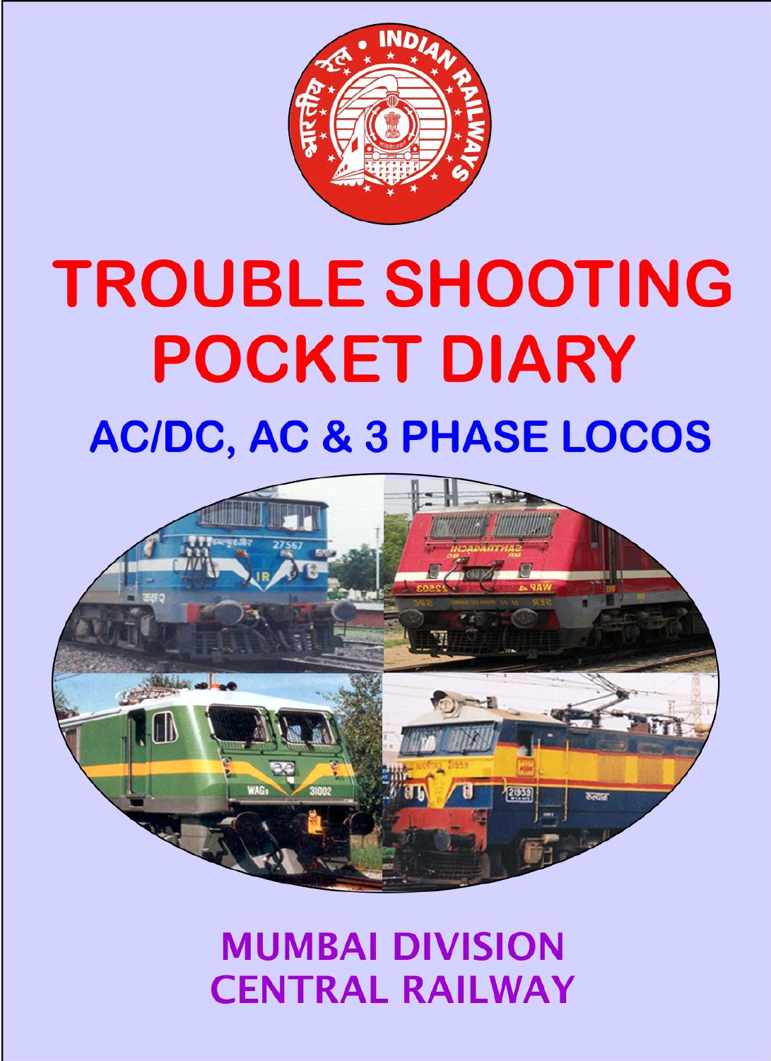# TROUBLE SHOOTING POCKET DIARY

## AC/DC, AC & 3 PHASE LOCOS

MUMBAI DIVISION
CENTRAL RAILWAY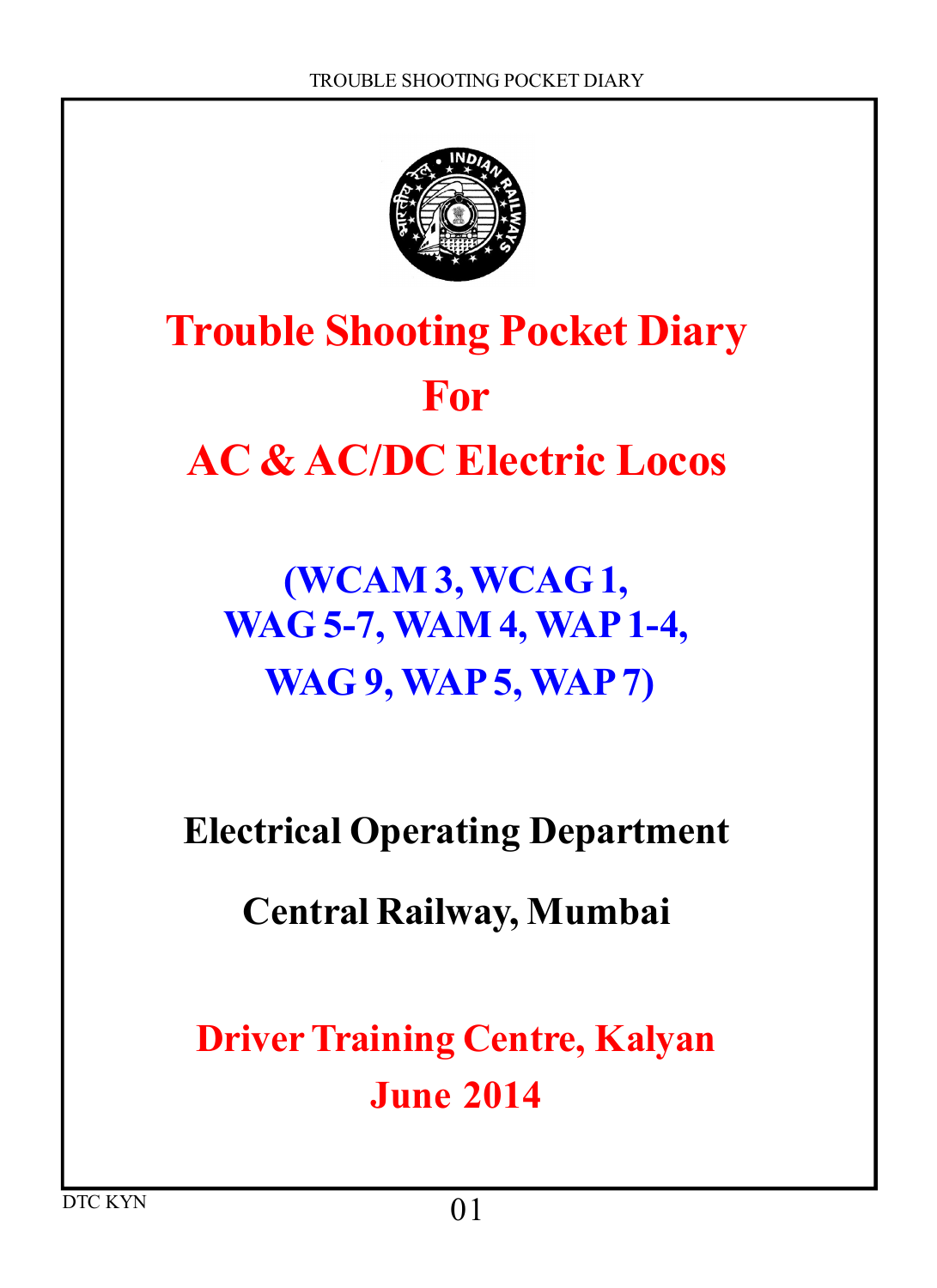# Trouble Shooting Pocket Diary

# For

# AC & AC/DC Electric Locos

## (WCAM 3, WCAG 1, WAG 5-7, WAM 4, WAP 1-4, WAG 9, WAP 5, WAP 7)

**Electrical Operating Department**

**Central Railway, Mumbai**

**Driver Training Centre, Kalyan**

**June 2014**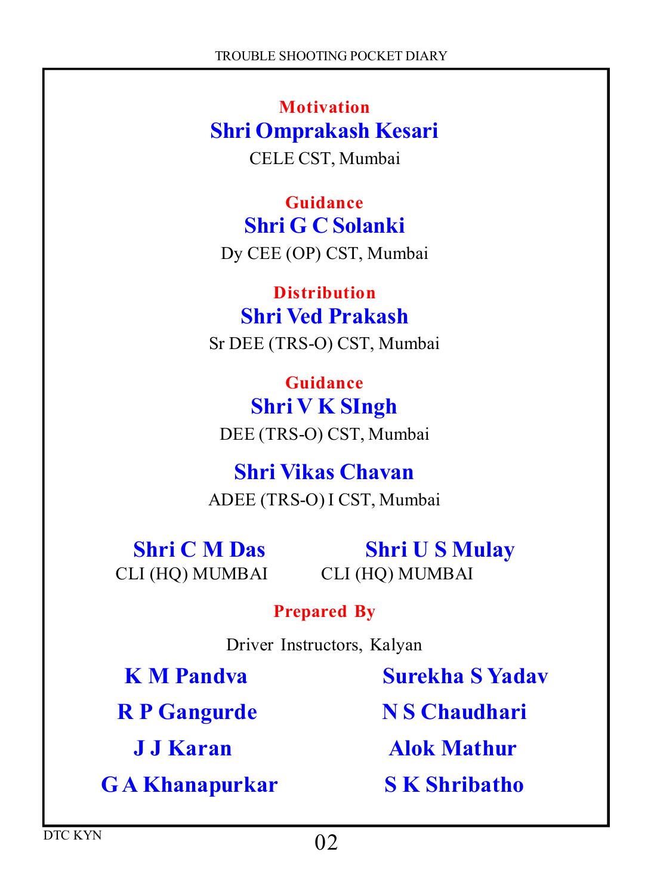**Motivation**

**Shri Omprakash Kesari**

CELE CST, Mumbai

**Guidance**

**Shri G C Solanki**

Dy CEE (OP) CST, Mumbai

**Distribution**

**Shri Ved Prakash**

Sr DEE (TRS-O) CST, Mumbai

**Guidance**

**Shri V K SIngh**

DEE (TRS-O) CST, Mumbai

**Shri Vikas Chavan**

ADEE (TRS-O) I CST, Mumbai

**Shri C M Das**

CLI (HQ) MUMBAI

**Shri U S Mulay**

CLI (HQ) MUMBAI

**Prepared By**

Driver Instructors, Kalyan

**K M Pandva**

**Surekha S Yadav**

**R P Gangurde**

**N S Chaudhari**

**J J Karan**

**Alok Mathur**

**G A Khanapurkar**

**S K Shribatho**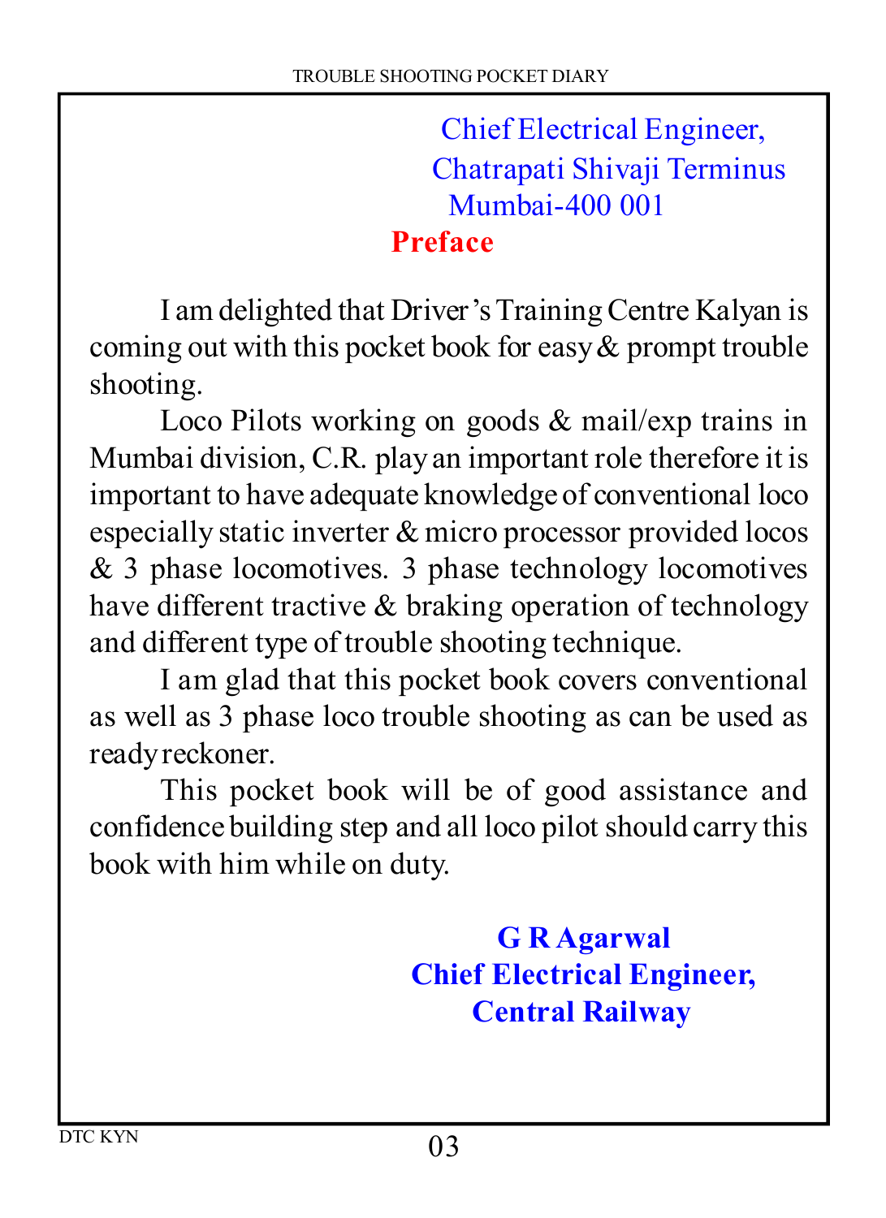Chief Electrical Engineer,
Chatrapati Shivaji Terminus
Mumbai-400 001

## Preface

I am delighted that Driver's Training Centre Kalyan is coming out with this pocket book for easy & prompt trouble shooting.

Loco Pilots working on goods & mail/exp trains in Mumbai division, C.R. play an important role therefore it is important to have adequate knowledge of conventional loco especially static inverter & micro processor provided locos & 3 phase locomotives. 3 phase technology locomotives have different tractive & braking operation of technology and different type of trouble shooting technique.

I am glad that this pocket book covers conventional as well as 3 phase loco trouble shooting as can be used as ready reckoner.

This pocket book will be of good assistance and confidence building step and all loco pilot should carry this book with him while on duty.

**G R Agarwal**
**Chief Electrical Engineer,**
**Central Railway**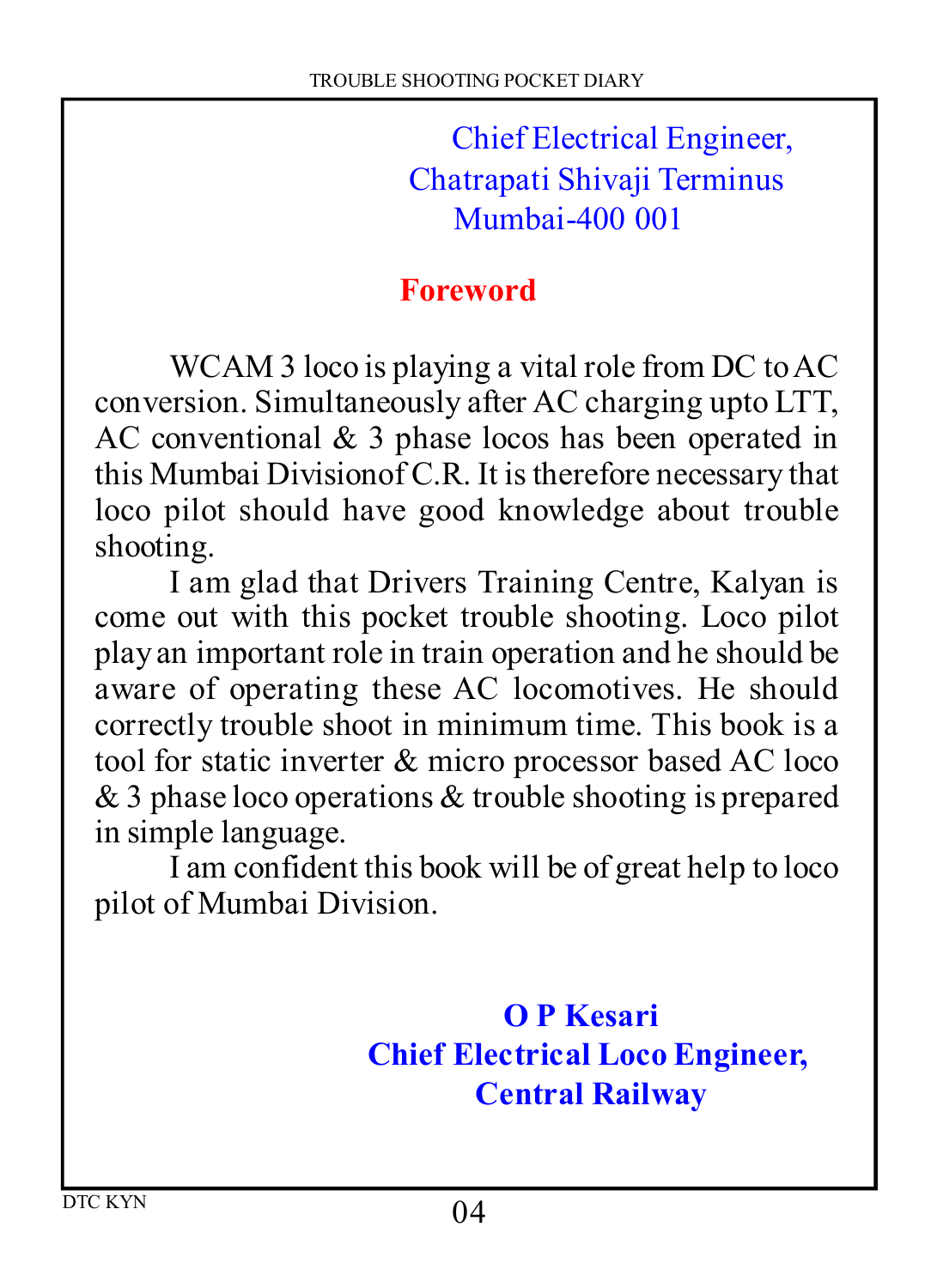Chief Electrical Engineer,
Chatrapati Shivaji Terminus
Mumbai-400 001

## Foreword

WCAM 3 loco is playing a vital role from DC to AC conversion. Simultaneously after AC charging upto LTT, AC conventional & 3 phase locos has been operated in this Mumbai Divisionof C.R. It is therefore necessary that loco pilot should have good knowledge about trouble shooting.

I am glad that Drivers Training Centre, Kalyan is come out with this pocket trouble shooting. Loco pilot play an important role in train operation and he should be aware of operating these AC locomotives. He should correctly trouble shoot in minimum time. This book is a tool for static inverter & micro processor based AC loco & 3 phase loco operations & trouble shooting is prepared in simple language.

I am confident this book will be of great help to loco pilot of Mumbai Division.

**O P Kesari**
**Chief Electrical Loco Engineer,**
**Central Railway**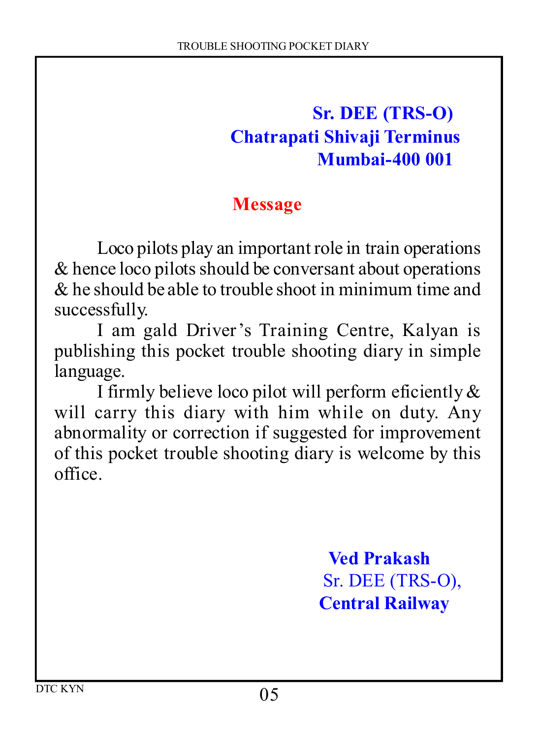**Sr. DEE (TRS-O)**
**Chatrapati Shivaji Terminus**
**Mumbai-400 001**

## Message

Loco pilots play an important role in train operations & hence loco pilots should be conversant about operations & he should be able to trouble shoot in minimum time and successfully.

I am gald Driver's Training Centre, Kalyan is publishing this pocket trouble shooting diary in simple language.

I firmly believe loco pilot will perform eficiently & will carry this diary with him while on duty. Any abnormality or correction if suggested for improvement of this pocket trouble shooting diary is welcome by this office.

**Ved Prakash**
Sr. DEE (TRS-O),
**Central Railway**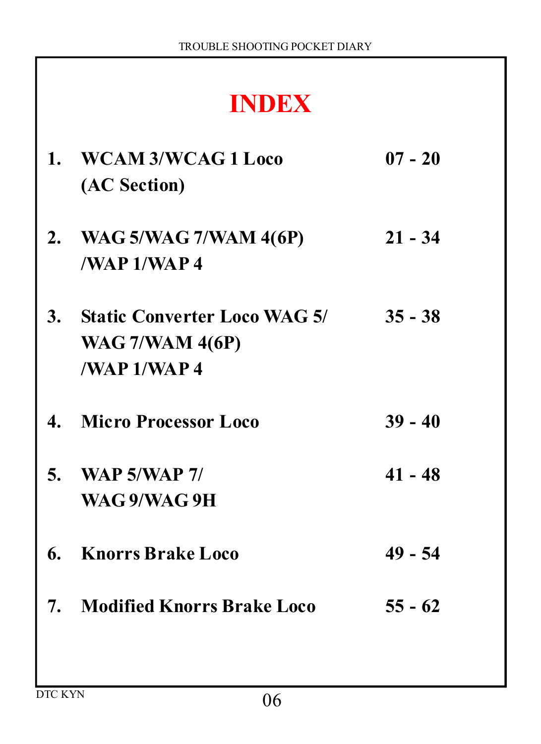# INDEX

| | | |
|---|---|---|
| 1. | WCAM 3/WCAG 1 Loco (AC Section) | 07 - 20 |
| 2. | WAG 5/WAG 7/WAM 4(6P) /WAP 1/WAP 4 | 21 - 34 |
| 3. | Static Converter Loco WAG 5/ WAG 7/WAM 4(6P) /WAP 1/WAP 4 | 35 - 38 |
| 4. | Micro Processor Loco | 39 - 40 |
| 5. | WAP 5/WAP 7/ WAG 9/WAG 9H | 41 - 48 |
| 6. | Knorrs Brake Loco | 49 - 54 |
| 7. | Modified Knorrs Brake Loco | 55 - 62 |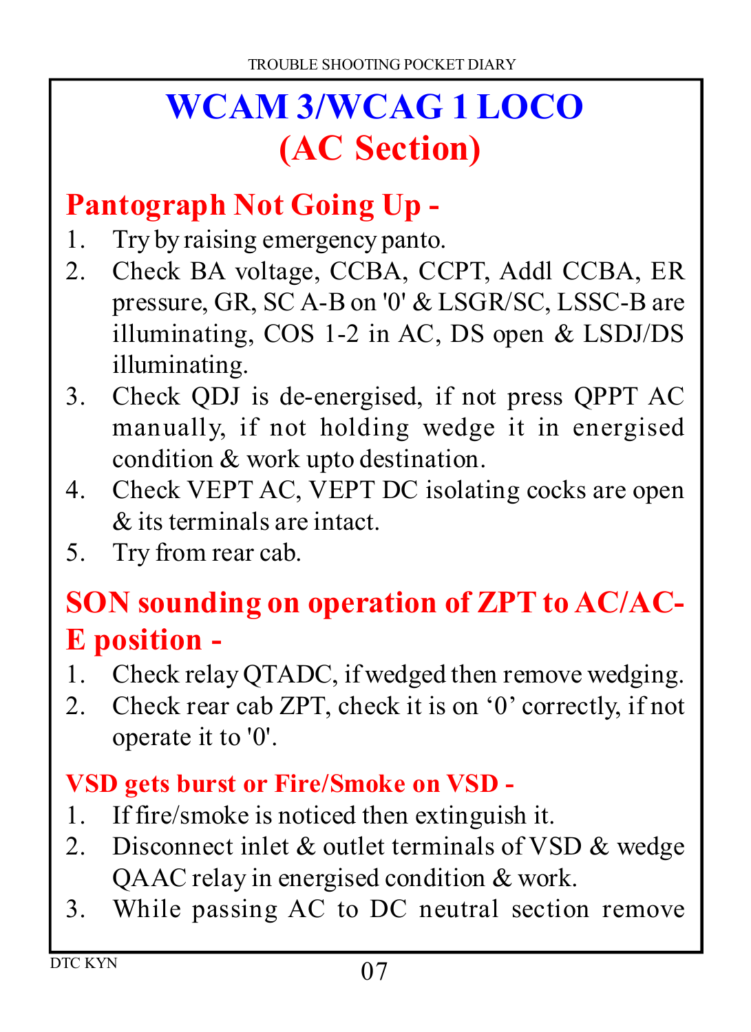# WCAM 3/WCAG 1 LOCO
# (AC Section)

## Pantograph Not Going Up -

1. Try by raising emergency panto.
2. Check BA voltage, CCBA, CCPT, Addl CCBA, ER pressure, GR, SC A-B on '0' & LSGR/SC, LSSC-B are illuminating, COS 1-2 in AC, DS open & LSDJ/DS illuminating.
3. Check QDJ is de-energised, if not press QPPT AC manually, if not holding wedge it in energised condition & work upto destination.
4. Check VEPT AC, VEPT DC isolating cocks are open & its terminals are intact.
5. Try from rear cab.

## SON sounding on operation of ZPT to AC/AC-E position -

1. Check relay QTADC, if wedged then remove wedging.
2. Check rear cab ZPT, check it is on '0' correctly, if not operate it to '0'.

### VSD gets burst or Fire/Smoke on VSD -

1. If fire/smoke is noticed then extinguish it.
2. Disconnect inlet & outlet terminals of VSD & wedge QAAC relay in energised condition & work.
3. While passing AC to DC neutral section remove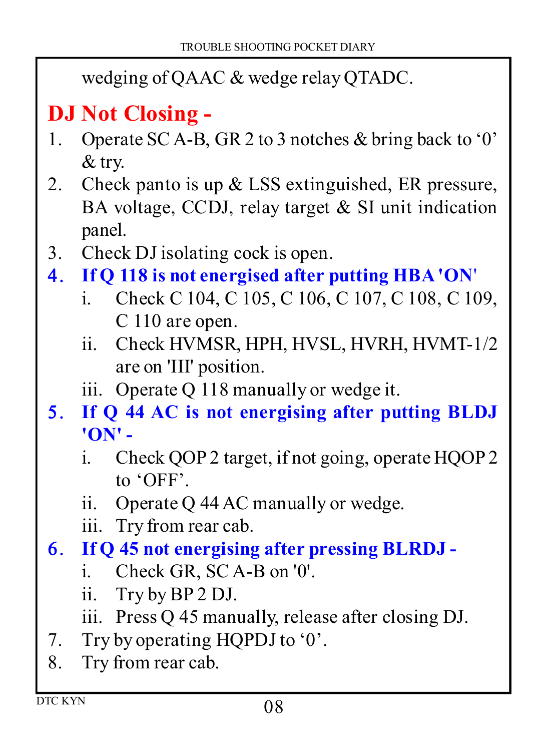wedging of QAAC & wedge relay QTADC.

## DJ Not Closing -

1. Operate SC A-B, GR 2 to 3 notches & bring back to ‘0’ & try.
2. Check panto is up & LSS extinguished, ER pressure, BA voltage, CCDJ, relay target & SI unit indication panel.
3. Check DJ isolating cock is open.
4. **If Q 118 is not energised after putting HBA 'ON'**
   - i. Check C 104, C 105, C 106, C 107, C 108, C 109, C 110 are open.
   - ii. Check HVMSR, HPH, HVSL, HVRH, HVMT-1/2 are on 'III' position.
   - iii. Operate Q 118 manually or wedge it.
5. **If Q 44 AC is not energising after putting BLDJ 'ON' -**
   - i. Check QOP 2 target, if not going, operate HQOP 2 to ‘OFF’.
   - ii. Operate Q 44 AC manually or wedge.
   - iii. Try from rear cab.
6. **If Q 45 not energising after pressing BLRDJ -**
   - i. Check GR, SC A-B on '0'.
   - ii. Try by BP 2 DJ.
   - iii. Press Q 45 manually, release after closing DJ.
7. Try by operating HQPDJ to ‘0’.
8. Try from rear cab.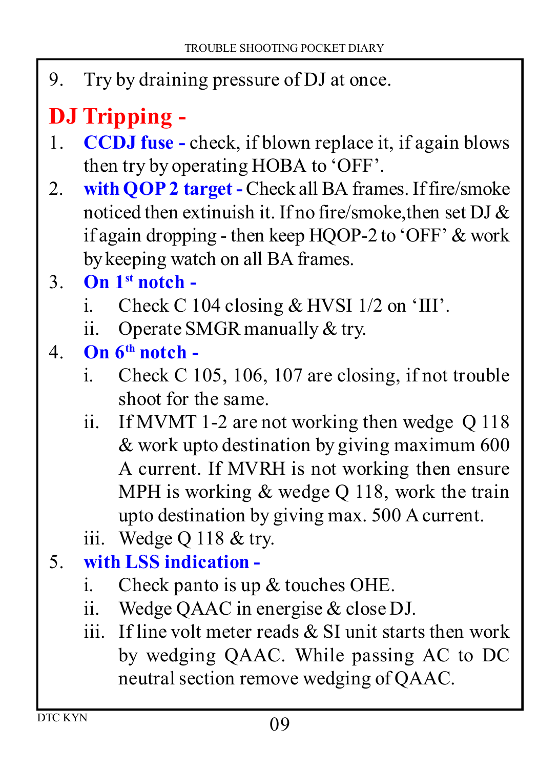9. Try by draining pressure of DJ at once.

## DJ Tripping -

1. **CCDJ fuse -** check, if blown replace it, if again blows then try by operating HOBA to 'OFF'.
2. **with QOP 2 target -** Check all BA frames. If fire/smoke noticed then extinuish it. If no fire/smoke,then set DJ & if again dropping - then keep HQOP-2 to 'OFF' & work by keeping watch on all BA frames.
3. **On 1st notch -**
   1. Check C 104 closing & HVSI 1/2 on 'III'.
   2. Operate SMGR manually & try.
4. **On 6th notch -**
   1. Check C 105, 106, 107 are closing, if not trouble shoot for the same.
   2. If MVMT 1-2 are not working then wedge Q 118 & work upto destination by giving maximum 600 A current. If MVRH is not working then ensure MPH is working & wedge Q 118, work the train upto destination by giving max. 500 A current.
   3. Wedge Q 118 & try.
5. **with LSS indication -**
   1. Check panto is up & touches OHE.
   2. Wedge QAAC in energise & close DJ.
   3. If line volt meter reads & SI unit starts then work by wedging QAAC. While passing AC to DC neutral section remove wedging of QAAC.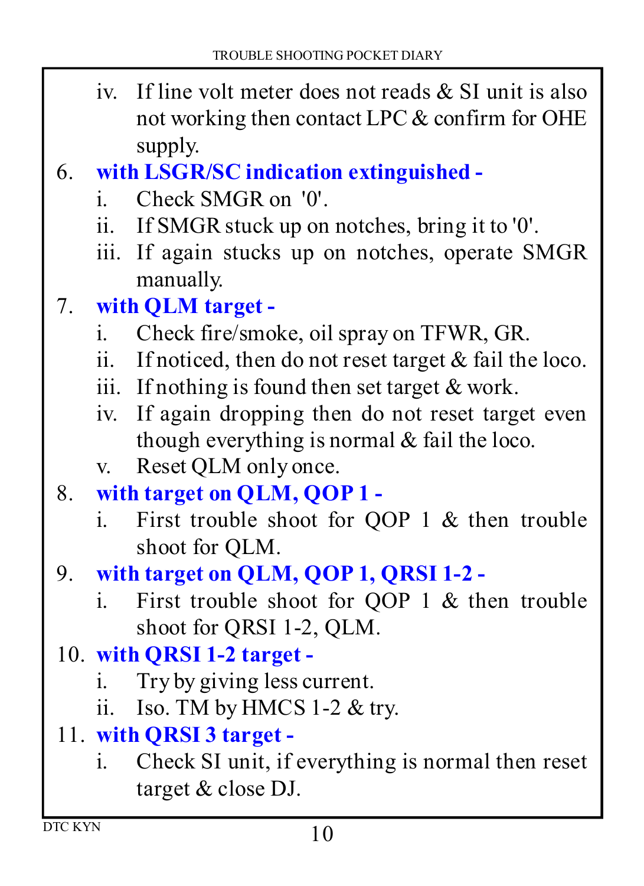iv. If line volt meter does not reads & SI unit is also not working then contact LPC & confirm for OHE supply.

6. **with LSGR/SC indication extinguished -**
   i. Check SMGR on '0'.
   ii. If SMGR stuck up on notches, bring it to '0'.
   iii. If again stucks up on notches, operate SMGR manually.

7. **with QLM target -**
   i. Check fire/smoke, oil spray on TFWR, GR.
   ii. If noticed, then do not reset target & fail the loco.
   iii. If nothing is found then set target & work.
   iv. If again dropping then do not reset target even though everything is normal & fail the loco.
   v. Reset QLM only once.

8. **with target on QLM, QOP 1 -**
   i. First trouble shoot for QOP 1 & then trouble shoot for QLM.

9. **with target on QLM, QOP 1, QRSI 1-2 -**
   i. First trouble shoot for QOP 1 & then trouble shoot for QRSI 1-2, QLM.

10. **with QRSI 1-2 target -**
    i. Try by giving less current.
    ii. Iso. TM by HMCS 1-2 & try.

11. **with QRSI 3 target -**
    i. Check SI unit, if everything is normal then reset target & close DJ.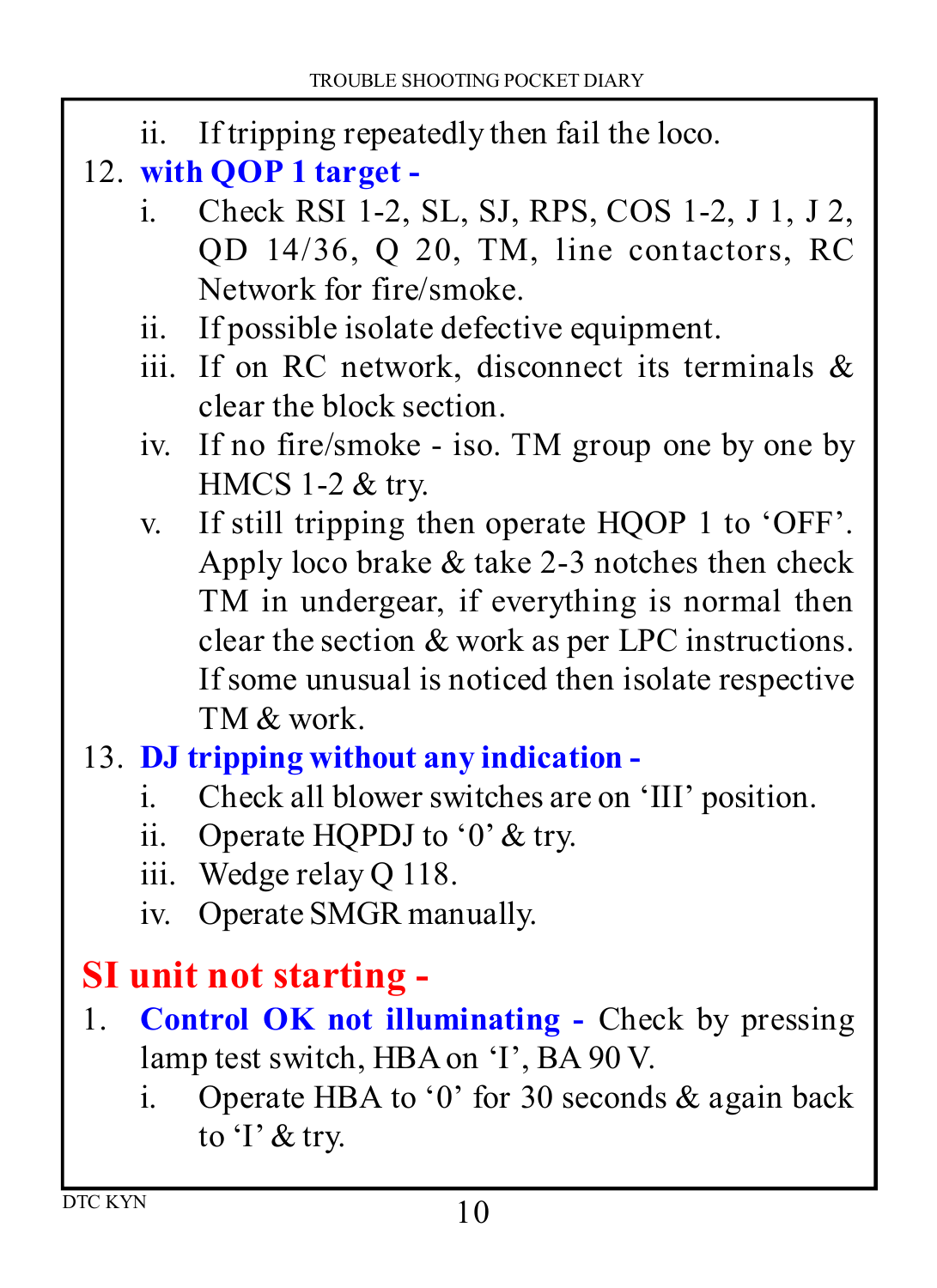ii. If tripping repeatedly then fail the loco.

12. **with QOP 1 target -**
   i. Check RSI 1-2, SL, SJ, RPS, COS 1-2, J 1, J 2, QD 14/36, Q 20, TM, line contactors, RC Network for fire/smoke.
   ii. If possible isolate defective equipment.
   iii. If on RC network, disconnect its terminals & clear the block section.
   iv. If no fire/smoke - iso. TM group one by one by HMCS 1-2 & try.
   v. If still tripping then operate HQOP 1 to 'OFF'. Apply loco brake & take 2-3 notches then check TM in undergear, if everything is normal then clear the section & work as per LPC instructions. If some unusual is noticed then isolate respective TM & work.

13. **DJ tripping without any indication -**
   i. Check all blower switches are on 'III' position.
   ii. Operate HQPDJ to '0' & try.
   iii. Wedge relay Q 118.
   iv. Operate SMGR manually.

## SI unit not starting -

1. **Control OK not illuminating -** Check by pressing lamp test switch, HBA on 'I', BA 90 V.
   i. Operate HBA to '0' for 30 seconds & again back to 'I' & try.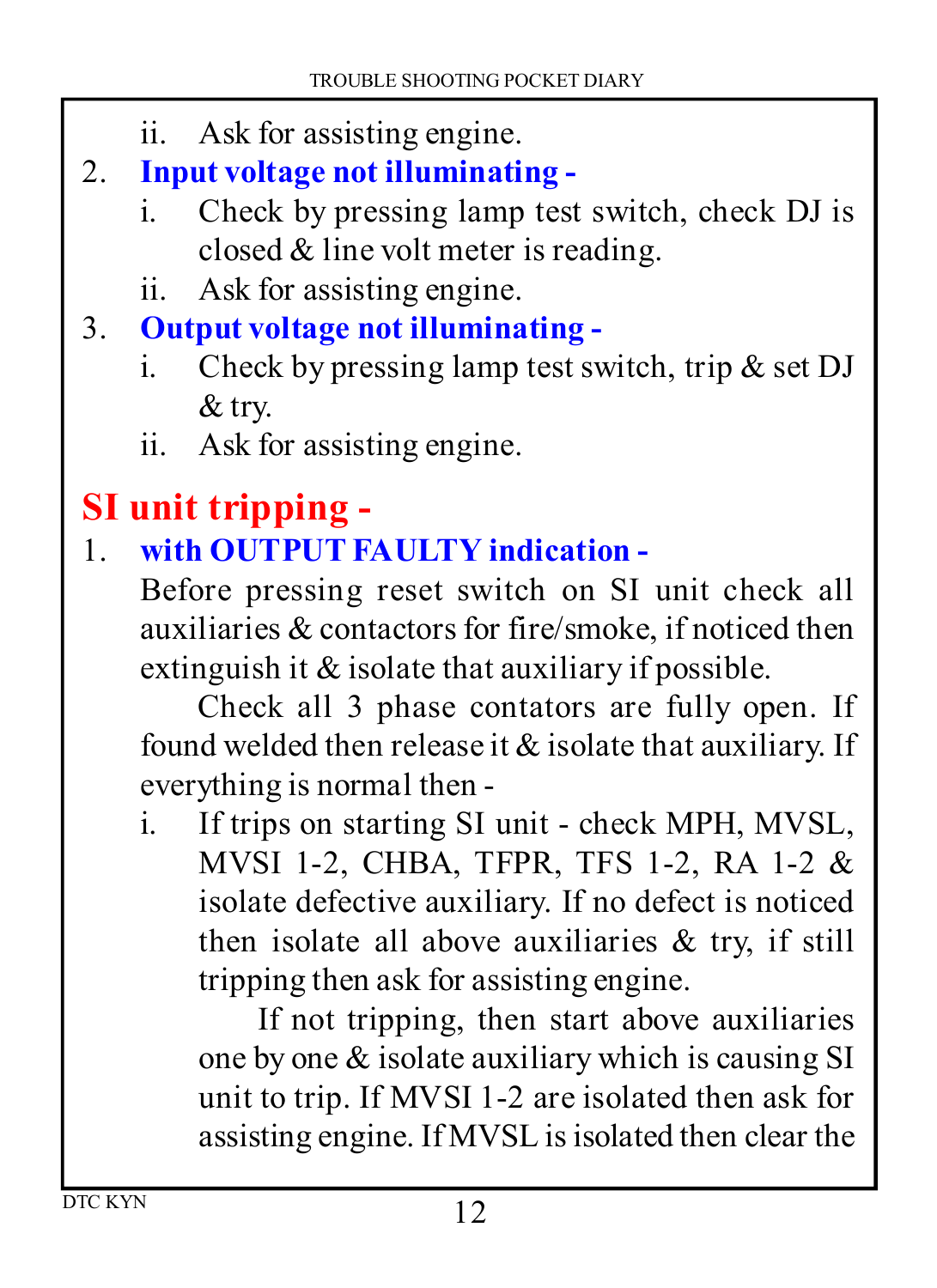ii. Ask for assisting engine.

2. **Input voltage not illuminating -**
   i. Check by pressing lamp test switch, check DJ is closed & line volt meter is reading.
   ii. Ask for assisting engine.

3. **Output voltage not illuminating -**
   i. Check by pressing lamp test switch, trip & set DJ & try.
   ii. Ask for assisting engine.

## SI unit tripping -

1. **with OUTPUT FAULTY indication -**

   Before pressing reset switch on SI unit check all auxiliaries & contactors for fire/smoke, if noticed then extinguish it & isolate that auxiliary if possible.

   Check all 3 phase contators are fully open. If found welded then release it & isolate that auxiliary. If everything is normal then -

   i. If trips on starting SI unit - check MPH, MVSL, MVSI 1-2, CHBA, TFPR, TFS 1-2, RA 1-2 & isolate defective auxiliary. If no defect is noticed then isolate all above auxiliaries & try, if still tripping then ask for assisting engine.

      If not tripping, then start above auxiliaries one by one & isolate auxiliary which is causing SI unit to trip. If MVSI 1-2 are isolated then ask for assisting engine. If MVSL is isolated then clear the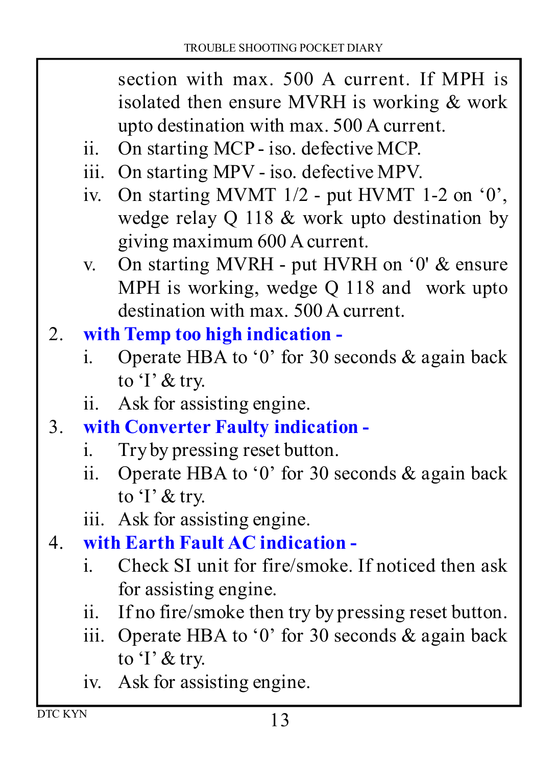section with max. 500 A current. If MPH is isolated then ensure MVRH is working & work upto destination with max. 500 A current.

ii. On starting MCP - iso. defective MCP.

iii. On starting MPV - iso. defective MPV.

iv. On starting MVMT 1/2 - put HVMT 1-2 on ‘0’, wedge relay Q 118 & work upto destination by giving maximum 600 A current.

v. On starting MVRH - put HVRH on ‘0' & ensure MPH is working, wedge Q 118 and work upto destination with max. 500 A current.

2. **with Temp too high indication -**

   i. Operate HBA to ‘0’ for 30 seconds & again back to ‘I’ & try.

   ii. Ask for assisting engine.

3. **with Converter Faulty indication -**

   i. Try by pressing reset button.

   ii. Operate HBA to ‘0’ for 30 seconds & again back to ‘I’ & try.

   iii. Ask for assisting engine.

4. **with Earth Fault AC indication -**

   i. Check SI unit for fire/smoke. If noticed then ask for assisting engine.

   ii. If no fire/smoke then try by pressing reset button.

   iii. Operate HBA to ‘0’ for 30 seconds & again back to ‘I’ & try.

   iv. Ask for assisting engine.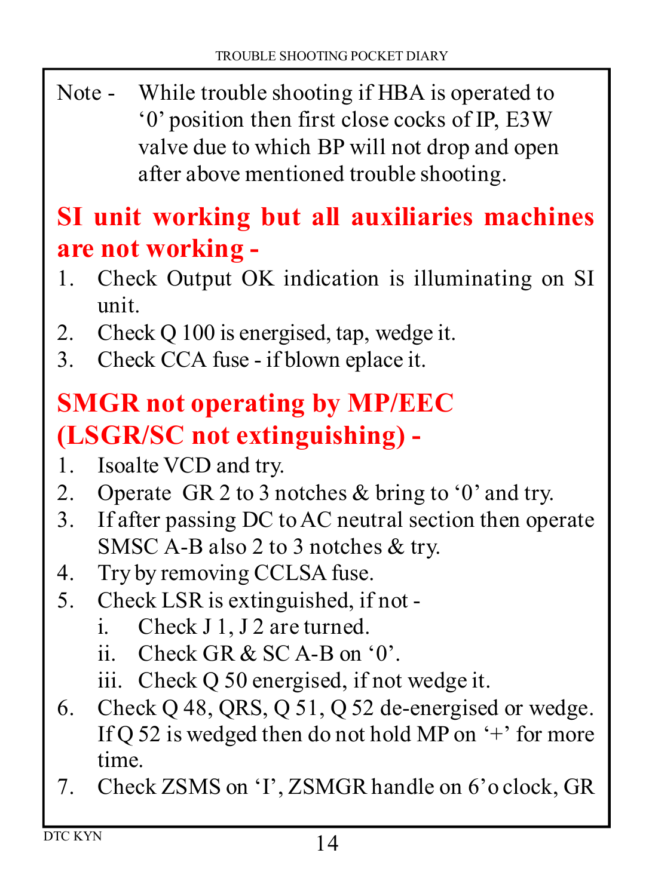Note - While trouble shooting if HBA is operated to ‘0’ position then first close cocks of IP, E3W valve due to which BP will not drop and open after above mentioned trouble shooting.

## SI unit working but all auxiliaries machines are not working -

1. Check Output OK indication is illuminating on SI unit.
2. Check Q 100 is energised, tap, wedge it.
3. Check CCA fuse - if blown eplace it.

## SMGR not operating by MP/EEC (LSGR/SC not extinguishing) -

1. Isoalte VCD and try.
2. Operate GR 2 to 3 notches & bring to ‘0’ and try.
3. If after passing DC to AC neutral section then operate SMSC A-B also 2 to 3 notches & try.
4. Try by removing CCLSA fuse.
5. Check LSR is extinguished, if not -
   - i. Check J 1, J 2 are turned.
   - ii. Check GR & SC A-B on ‘0’.
   - iii. Check Q 50 energised, if not wedge it.
6. Check Q 48, QRS, Q 51, Q 52 de-energised or wedge. If Q 52 is wedged then do not hold MP on ‘+’ for more time.
7. Check ZSMS on ‘I’, ZSMGR handle on 6’o clock, GR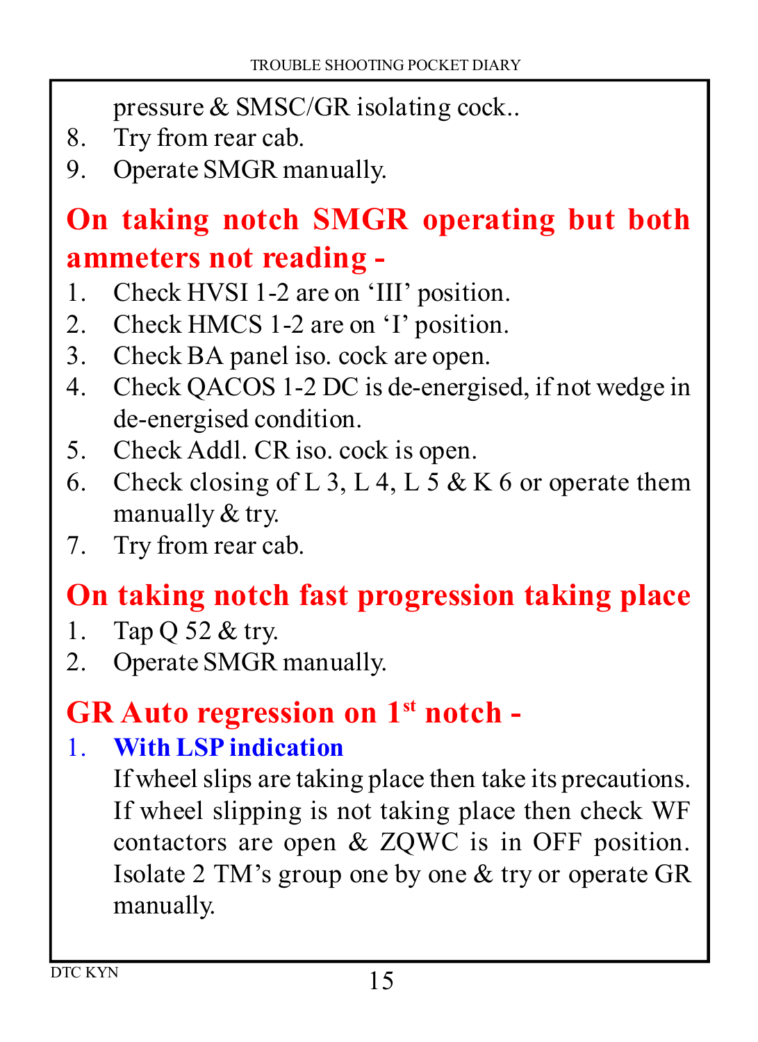pressure & SMSC/GR isolating cock..

8. Try from rear cab.
9. Operate SMGR manually.

## On taking notch SMGR operating but both ammeters not reading -

1. Check HVSI 1-2 are on 'III' position.
2. Check HMCS 1-2 are on 'I' position.
3. Check BA panel iso. cock are open.
4. Check QACOS 1-2 DC is de-energised, if not wedge in de-energised condition.
5. Check Addl. CR iso. cock is open.
6. Check closing of L 3, L 4, L 5 & K 6 or operate them manually & try.
7. Try from rear cab.

## On taking notch fast progression taking place

1. Tap Q 52 & try.
2. Operate SMGR manually.

## GR Auto regression on 1st notch -

1. **With LSP indication**

   If wheel slips are taking place then take its precautions. If wheel slipping is not taking place then check WF contactors are open & ZQWC is in OFF position. Isolate 2 TM's group one by one & try or operate GR manually.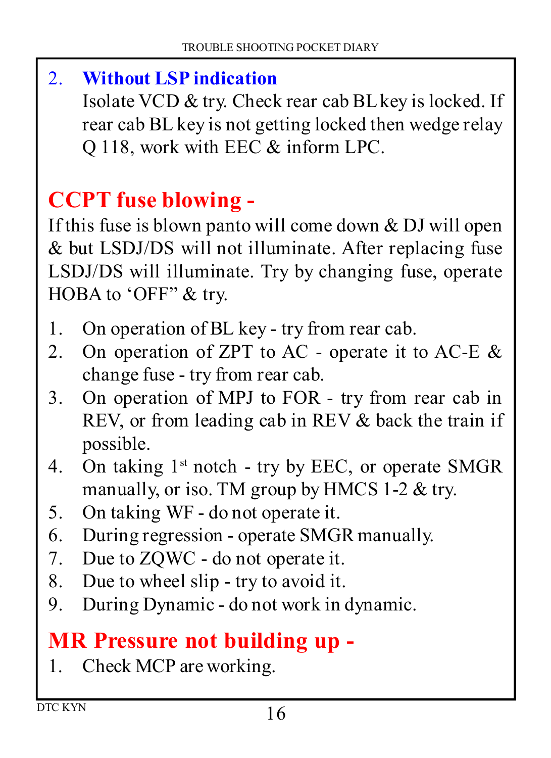2. **Without LSP indication**
   Isolate VCD & try. Check rear cab BL key is locked. If rear cab BL key is not getting locked then wedge relay Q 118, work with EEC & inform LPC.

## CCPT fuse blowing -

If this fuse is blown panto will come down & DJ will open & but LSDJ/DS will not illuminate. After replacing fuse LSDJ/DS will illuminate. Try by changing fuse, operate HOBA to 'OFF" & try.

1. On operation of BL key - try from rear cab.
2. On operation of ZPT to AC - operate it to AC-E & change fuse - try from rear cab.
3. On operation of MPJ to FOR - try from rear cab in REV, or from leading cab in REV & back the train if possible.
4. On taking 1st notch - try by EEC, or operate SMGR manually, or iso. TM group by HMCS 1-2 & try.
5. On taking WF - do not operate it.
6. During regression - operate SMGR manually.
7. Due to ZQWC - do not operate it.
8. Due to wheel slip - try to avoid it.
9. During Dynamic - do not work in dynamic.

## MR Pressure not building up -

1. Check MCP are working.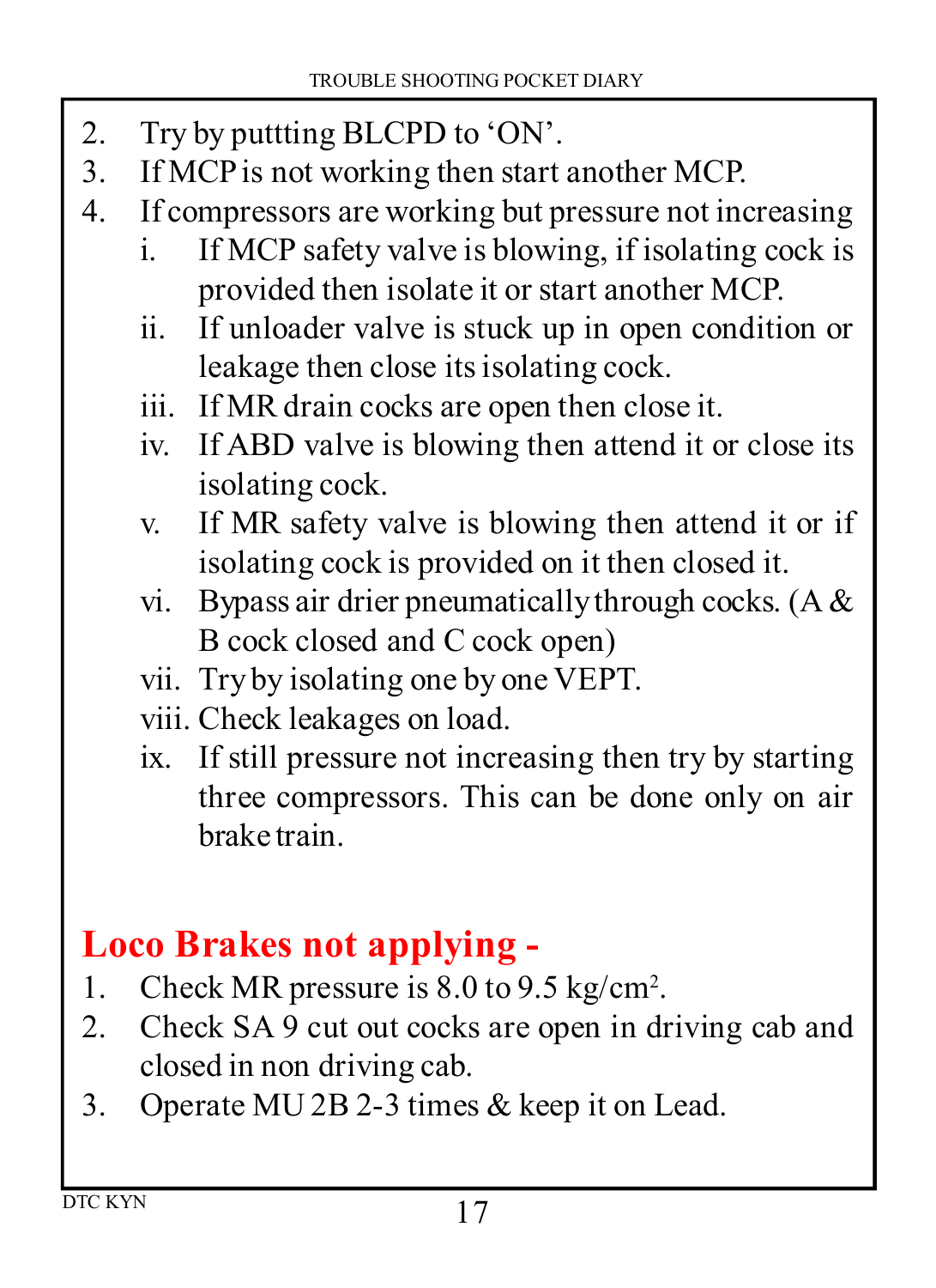2. Try by puttting BLCPD to 'ON'.
3. If MCP is not working then start another MCP.
4. If compressors are working but pressure not increasing
   - i. If MCP safety valve is blowing, if isolating cock is provided then isolate it or start another MCP.
   - ii. If unloader valve is stuck up in open condition or leakage then close its isolating cock.
   - iii. If MR drain cocks are open then close it.
   - iv. If ABD valve is blowing then attend it or close its isolating cock.
   - v. If MR safety valve is blowing then attend it or if isolating cock is provided on it then closed it.
   - vi. Bypass air drier pneumatically through cocks. (A & B cock closed and C cock open)
   - vii. Try by isolating one by one VEPT.
   - viii. Check leakages on load.
   - ix. If still pressure not increasing then try by starting three compressors. This can be done only on air brake train.

## Loco Brakes not applying -

1. Check MR pressure is 8.0 to 9.5 kg/cm².
2. Check SA 9 cut out cocks are open in driving cab and closed in non driving cab.
3. Operate MU 2B 2-3 times & keep it on Lead.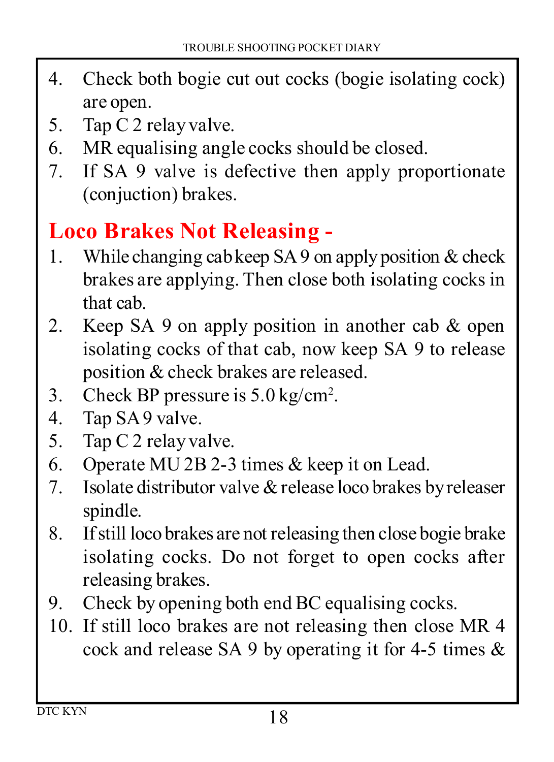4. Check both bogie cut out cocks (bogie isolating cock) are open.
5. Tap C 2 relay valve.
6. MR equalising angle cocks should be closed.
7. If SA 9 valve is defective then apply proportionate (conjuction) brakes.

## Loco Brakes Not Releasing -

1. While changing cab keep SA 9 on apply position & check brakes are applying. Then close both isolating cocks in that cab.
2. Keep SA 9 on apply position in another cab & open isolating cocks of that cab, now keep SA 9 to release position & check brakes are released.
3. Check BP pressure is 5.0 kg/cm$^2$.
4. Tap SA 9 valve.
5. Tap C 2 relay valve.
6. Operate MU 2B 2-3 times & keep it on Lead.
7. Isolate distributor valve & release loco brakes by releaser spindle.
8. If still loco brakes are not releasing then close bogie brake isolating cocks. Do not forget to open cocks after releasing brakes.
9. Check by opening both end BC equalising cocks.
10. If still loco brakes are not releasing then close MR 4 cock and release SA 9 by operating it for 4-5 times &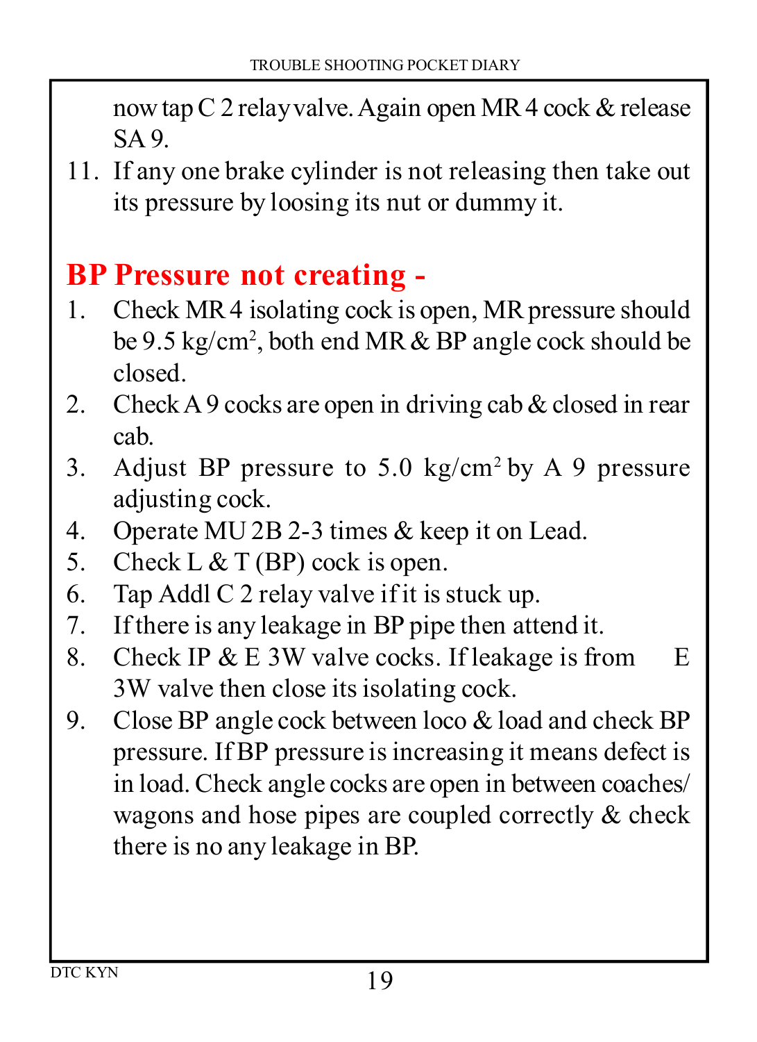now tap C 2 relay valve. Again open MR 4 cock & release SA 9.

11. If any one brake cylinder is not releasing then take out its pressure by loosing its nut or dummy it.

## BP Pressure not creating -

1. Check MR 4 isolating cock is open, MR pressure should be 9.5 kg/$cm^2$, both end MR & BP angle cock should be closed.
2. Check A 9 cocks are open in driving cab & closed in rear cab.
3. Adjust BP pressure to 5.0 kg/$cm^2$ by A 9 pressure adjusting cock.
4. Operate MU 2B 2-3 times & keep it on Lead.
5. Check L & T (BP) cock is open.
6. Tap Addl C 2 relay valve if it is stuck up.
7. If there is any leakage in BP pipe then attend it.
8. Check IP & E 3W valve cocks. If leakage is from E 3W valve then close its isolating cock.
9. Close BP angle cock between loco & load and check BP pressure. If BP pressure is increasing it means defect is in load. Check angle cocks are open in between coaches/ wagons and hose pipes are coupled correctly & check there is no any leakage in BP.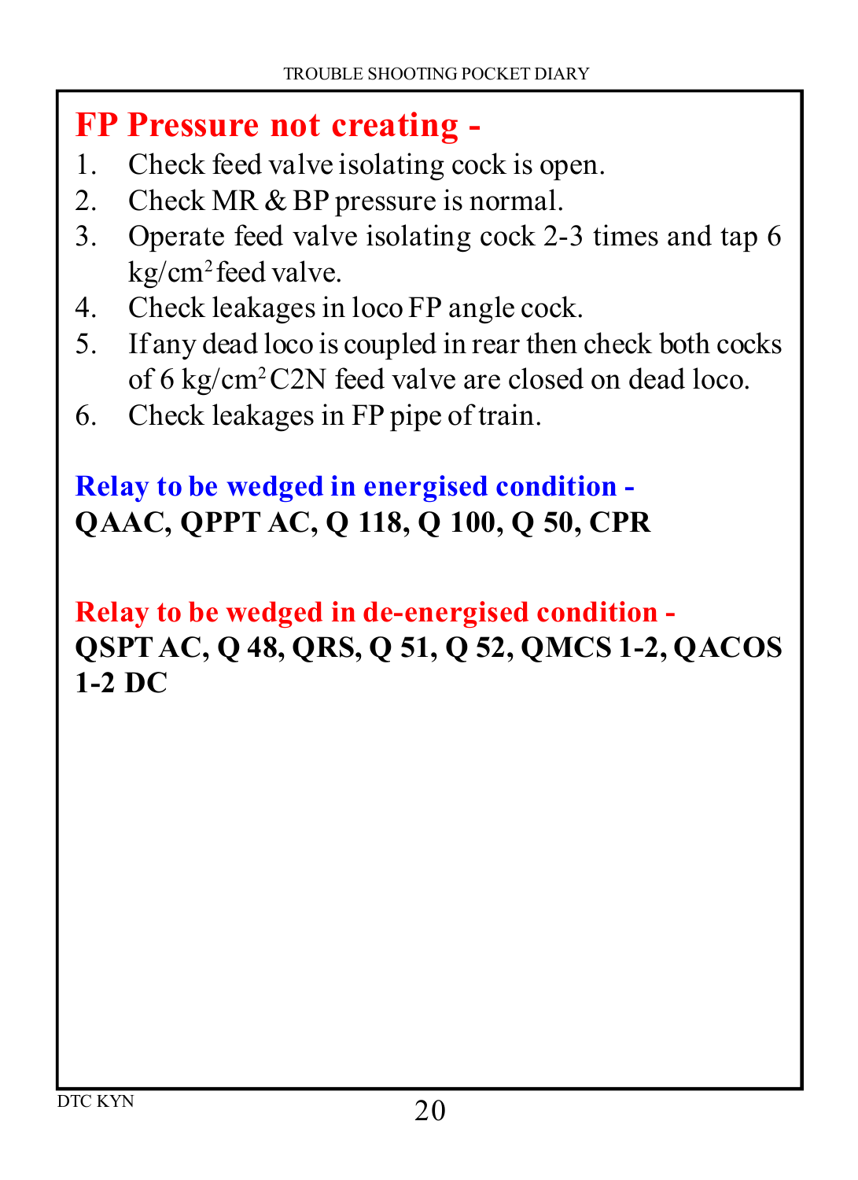# FP Pressure not creating -

1. Check feed valve isolating cock is open.
2. Check MR & BP pressure is normal.
3. Operate feed valve isolating cock 2-3 times and tap 6 $kg/cm^2$ feed valve.
4. Check leakages in loco FP angle cock.
5. If any dead loco is coupled in rear then check both cocks of 6 $kg/cm^2$ C2N feed valve are closed on dead loco.
6. Check leakages in FP pipe of train.

**Relay to be wedged in energised condition -**

**QAAC, QPPT AC, Q 118, Q 100, Q 50, CPR**

**Relay to be wedged in de-energised condition -**

**QSPT AC, Q 48, QRS, Q 51, Q 52, QMCS 1-2, QACOS 1-2 DC**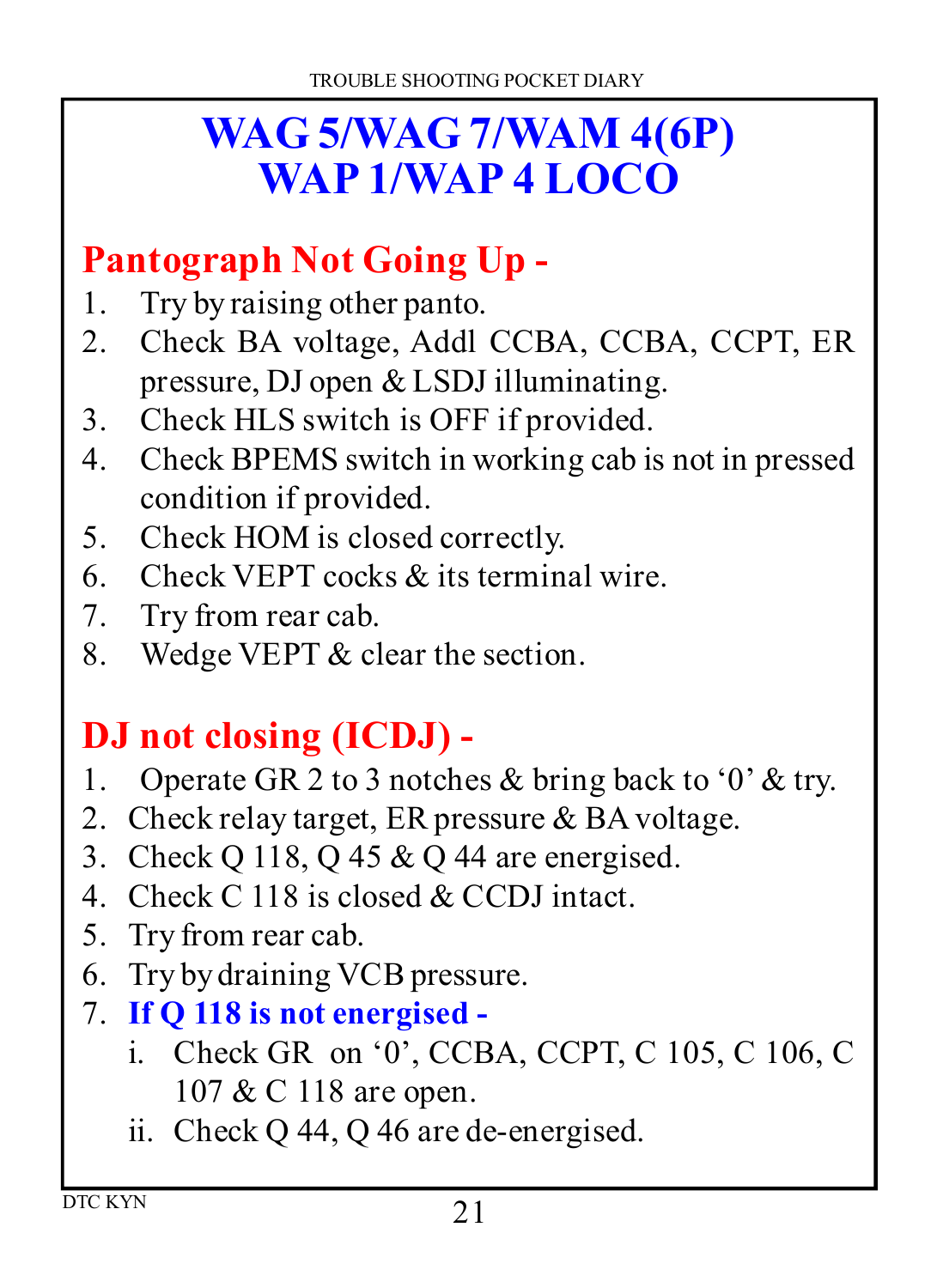# WAG 5/WAG 7/WAM 4(6P) WAP 1/WAP 4 LOCO

## Pantograph Not Going Up -

1. Try by raising other panto.
2. Check BA voltage, Addl CCBA, CCBA, CCPT, ER pressure, DJ open & LSDJ illuminating.
3. Check HLS switch is OFF if provided.
4. Check BPEMS switch in working cab is not in pressed condition if provided.
5. Check HOM is closed correctly.
6. Check VEPT cocks & its terminal wire.
7. Try from rear cab.
8. Wedge VEPT & clear the section.

## DJ not closing (ICDJ) -

1. Operate GR 2 to 3 notches & bring back to '0' & try.
2. Check relay target, ER pressure & BA voltage.
3. Check Q 118, Q 45 & Q 44 are energised.
4. Check C 118 is closed & CCDJ intact.
5. Try from rear cab.
6. Try by draining VCB pressure.
7. **If Q 118 is not energised -**
   1. Check GR on '0', CCBA, CCPT, C 105, C 106, C 107 & C 118 are open.
   2. Check Q 44, Q 46 are de-energised.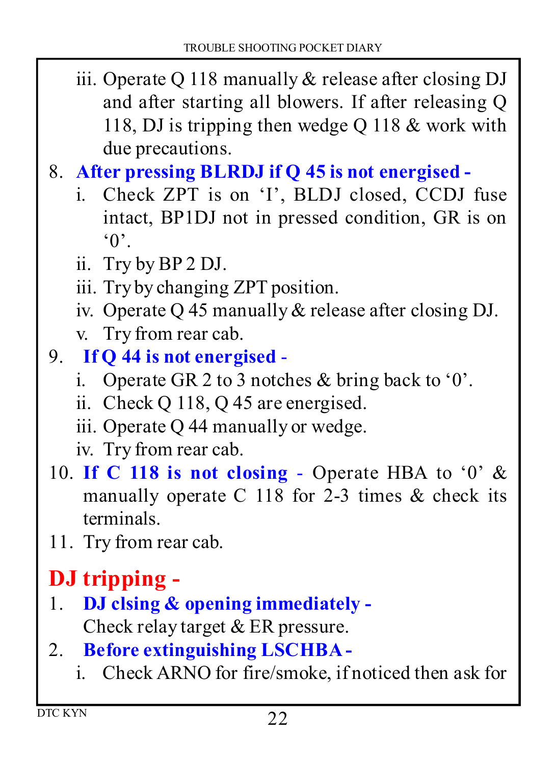iii. Operate Q 118 manually & release after closing DJ and after starting all blowers. If after releasing Q 118, DJ is tripping then wedge Q 118 & work with due precautions.

8. **After pressing BLRDJ if Q 45 is not energised -**
   - i. Check ZPT is on 'I', BLDJ closed, CCDJ fuse intact, BP1DJ not in pressed condition, GR is on '0'.
   - ii. Try by BP 2 DJ.
   - iii. Try by changing ZPT position.
   - iv. Operate Q 45 manually & release after closing DJ.
   - v. Try from rear cab.
9. **If Q 44 is not energised -**
   - i. Operate GR 2 to 3 notches & bring back to '0'.
   - ii. Check Q 118, Q 45 are energised.
   - iii. Operate Q 44 manually or wedge.
   - iv. Try from rear cab.
10. **If C 118 is not closing -** Operate HBA to '0' & manually operate C 118 for 2-3 times & check its terminals.
11. Try from rear cab.

## DJ tripping -

1. **DJ clsing & opening immediately -** Check relay target & ER pressure.
2. **Before extinguishing LSCHBA -**
   - i. Check ARNO for fire/smoke, if noticed then ask for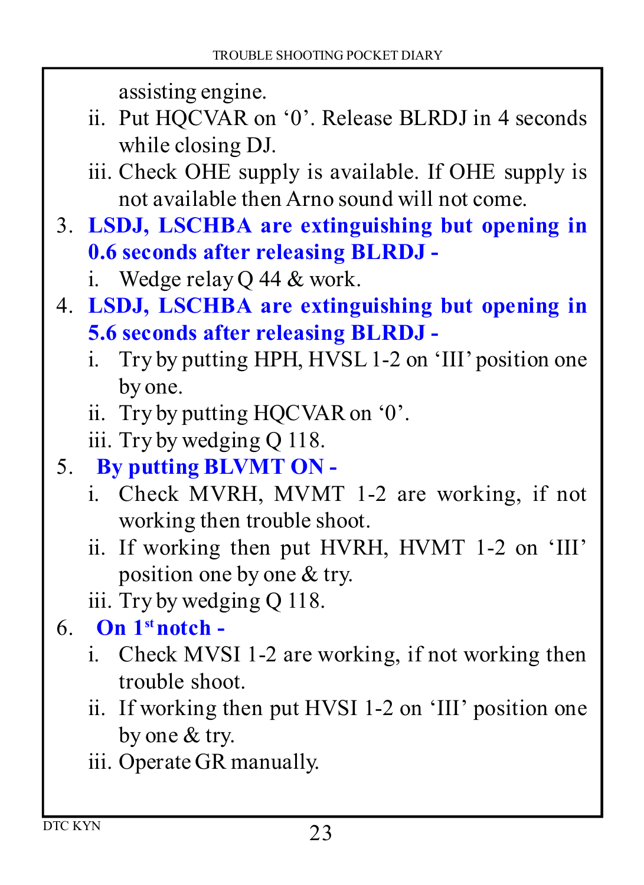assisting engine.

   ii. Put HQCVAR on ‘0’. Release BLRDJ in 4 seconds while closing DJ.

   iii. Check OHE supply is available. If OHE supply is not available then Arno sound will not come.

3. **LSDJ, LSCHBA are extinguishing but opening in 0.6 seconds after releasing BLRDJ -**

   i. Wedge relay Q 44 & work.

4. **LSDJ, LSCHBA are extinguishing but opening in 5.6 seconds after releasing BLRDJ -**

   i. Try by putting HPH, HVSL 1-2 on ‘III’ position one by one.

   ii. Try by putting HQCVAR on ‘0’.

   iii. Try by wedging Q 118.

5. **By putting BLVMT ON -**

   i. Check MVRH, MVMT 1-2 are working, if not working then trouble shoot.

   ii. If working then put HVRH, HVMT 1-2 on ‘III’ position one by one & try.

   iii. Try by wedging Q 118.

6. **On 1st notch -**

   i. Check MVSI 1-2 are working, if not working then trouble shoot.

   ii. If working then put HVSI 1-2 on ‘III’ position one by one & try.

   iii. Operate GR manually.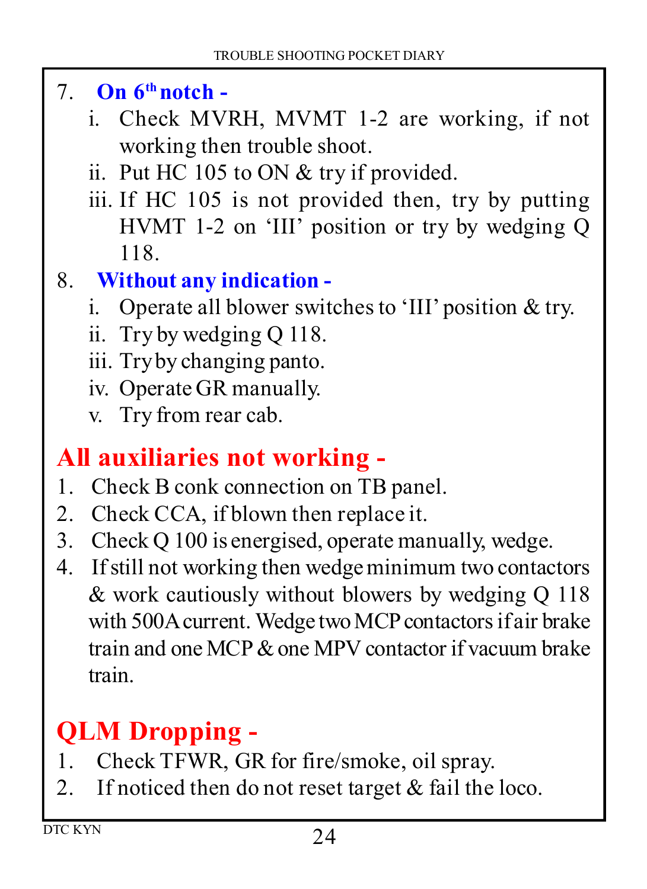7. **On 6th notch -**
   i. Check MVRH, MVMT 1-2 are working, if not working then trouble shoot.
   ii. Put HC 105 to ON & try if provided.
   iii. If HC 105 is not provided then, try by putting HVMT 1-2 on 'III' position or try by wedging Q 118.
8. **Without any indication -**
   i. Operate all blower switches to 'III' position & try.
   ii. Try by wedging Q 118.
   iii. Try by changing panto.
   iv. Operate GR manually.
   v. Try from rear cab.

## All auxiliaries not working -

1. Check B conk connection on TB panel.
2. Check CCA, if blown then replace it.
3. Check Q 100 is energised, operate manually, wedge.
4. If still not working then wedge minimum two contactors & work cautiously without blowers by wedging Q 118 with 500A current. Wedge two MCP contactors if air brake train and one MCP & one MPV contactor if vacuum brake train.

## QLM Dropping -

1. Check TFWR, GR for fire/smoke, oil spray.
2. If noticed then do not reset target & fail the loco.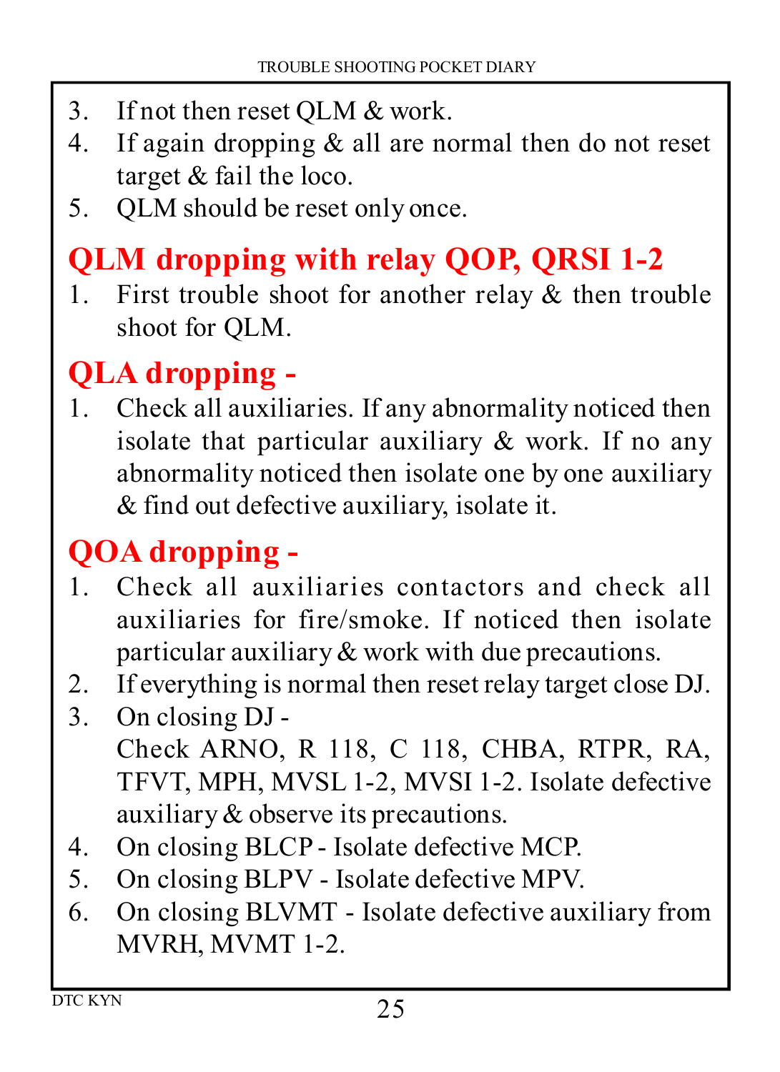3. If not then reset QLM & work.
4. If again dropping & all are normal then do not reset target & fail the loco.
5. QLM should be reset only once.

## QLM dropping with relay QOP, QRSI 1-2

1. First trouble shoot for another relay & then trouble shoot for QLM.

## QLA dropping -

1. Check all auxiliaries. If any abnormality noticed then isolate that particular auxiliary & work. If no any abnormality noticed then isolate one by one auxiliary & find out defective auxiliary, isolate it.

## QOA dropping -

1. Check all auxiliaries contactors and check all auxiliaries for fire/smoke. If noticed then isolate particular auxiliary & work with due precautions.
2. If everything is normal then reset relay target close DJ.
3. On closing DJ -
   Check ARNO, R 118, C 118, CHBA, RTPR, RA, TFVT, MPH, MVSL 1-2, MVSI 1-2. Isolate defective auxiliary & observe its precautions.
4. On closing BLCP - Isolate defective MCP.
5. On closing BLPV - Isolate defective MPV.
6. On closing BLVMT - Isolate defective auxiliary from MVRH, MVMT 1-2.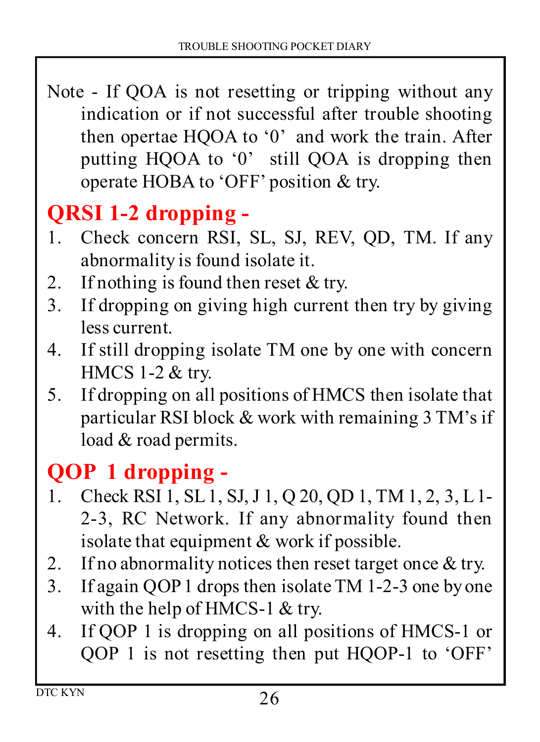Note - If QOA is not resetting or tripping without any indication or if not successful after trouble shooting then opertae HQOA to '0' and work the train. After putting HQOA to '0' still QOA is dropping then operate HOBA to 'OFF' position & try.

## QRSI 1-2 dropping -

1. Check concern RSI, SL, SJ, REV, QD, TM. If any abnormality is found isolate it.
2. If nothing is found then reset & try.
3. If dropping on giving high current then try by giving less current.
4. If still dropping isolate TM one by one with concern HMCS 1-2 & try.
5. If dropping on all positions of HMCS then isolate that particular RSI block & work with remaining 3 TM's if load & road permits.

## QOP 1 dropping -

1. Check RSI 1, SL 1, SJ, J 1, Q 20, QD 1, TM 1, 2, 3, L 1-2-3, RC Network. If any abnormality found then isolate that equipment & work if possible.
2. If no abnormality notices then reset target once & try.
3. If again QOP 1 drops then isolate TM 1-2-3 one by one with the help of HMCS-1 & try.
4. If QOP 1 is dropping on all positions of HMCS-1 or QOP 1 is not resetting then put HQOP-1 to 'OFF'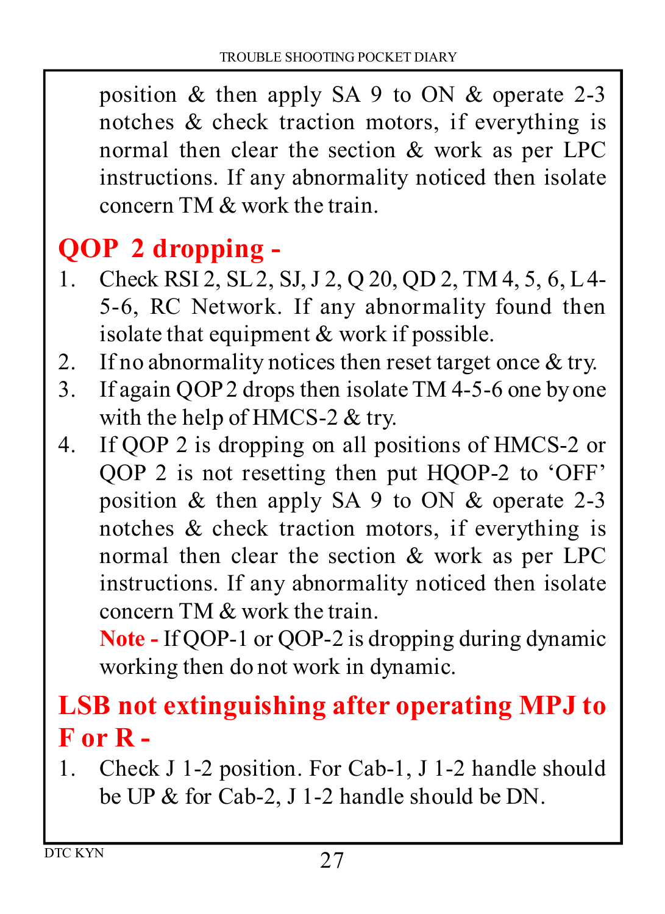position & then apply SA 9 to ON & operate 2-3 notches & check traction motors, if everything is normal then clear the section & work as per LPC instructions. If any abnormality noticed then isolate concern TM & work the train.

## QOP 2 dropping -

1. Check RSI 2, SL 2, SJ, J 2, Q 20, QD 2, TM 4, 5, 6, L 4-5-6, RC Network. If any abnormality found then isolate that equipment & work if possible.
2. If no abnormality notices then reset target once & try.
3. If again QOP 2 drops then isolate TM 4-5-6 one by one with the help of HMCS-2 & try.
4. If QOP 2 is dropping on all positions of HMCS-2 or QOP 2 is not resetting then put HQOP-2 to 'OFF' position & then apply SA 9 to ON & operate 2-3 notches & check traction motors, if everything is normal then clear the section & work as per LPC instructions. If any abnormality noticed then isolate concern TM & work the train.

   **Note -** If QOP-1 or QOP-2 is dropping during dynamic working then do not work in dynamic.

## LSB not extinguishing after operating MPJ to F or R -

1. Check J 1-2 position. For Cab-1, J 1-2 handle should be UP & for Cab-2, J 1-2 handle should be DN.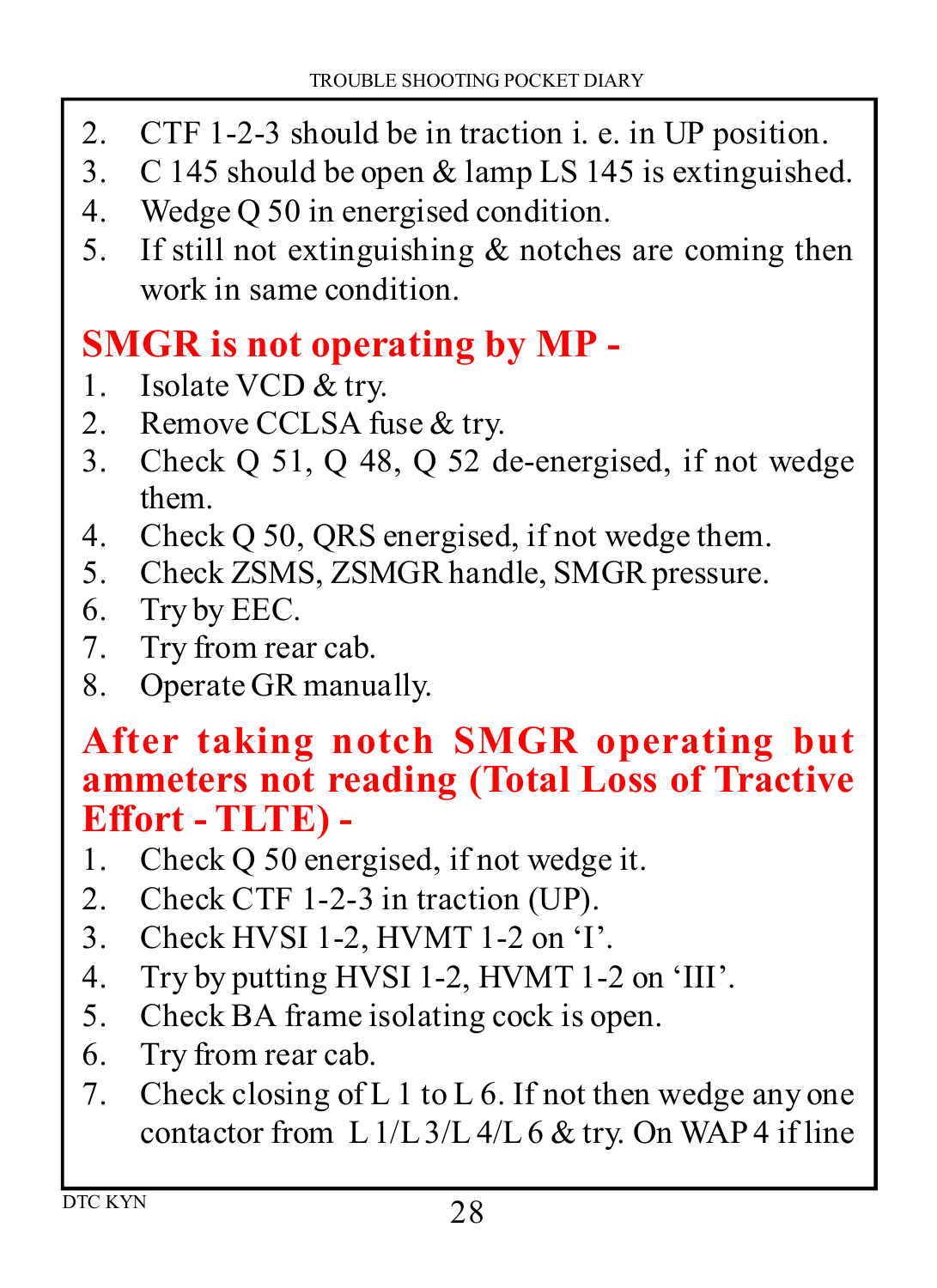2. CTF 1-2-3 should be in traction i. e. in UP position.
3. C 145 should be open & lamp LS 145 is extinguished.
4. Wedge Q 50 in energised condition.
5. If still not extinguishing & notches are coming then work in same condition.

## SMGR is not operating by MP -

1. Isolate VCD & try.
2. Remove CCLSA fuse & try.
3. Check Q 51, Q 48, Q 52 de-energised, if not wedge them.
4. Check Q 50, QRS energised, if not wedge them.
5. Check ZSMS, ZSMGR handle, SMGR pressure.
6. Try by EEC.
7. Try from rear cab.
8. Operate GR manually.

## After taking notch SMGR operating but ammeters not reading (Total Loss of Tractive Effort - TLTE) -

1. Check Q 50 energised, if not wedge it.
2. Check CTF 1-2-3 in traction (UP).
3. Check HVSI 1-2, HVMT 1-2 on 'I'.
4. Try by putting HVSI 1-2, HVMT 1-2 on 'III'.
5. Check BA frame isolating cock is open.
6. Try from rear cab.
7. Check closing of L 1 to L 6. If not then wedge any one contactor from L 1/L 3/L 4/L 6 & try. On WAP 4 if line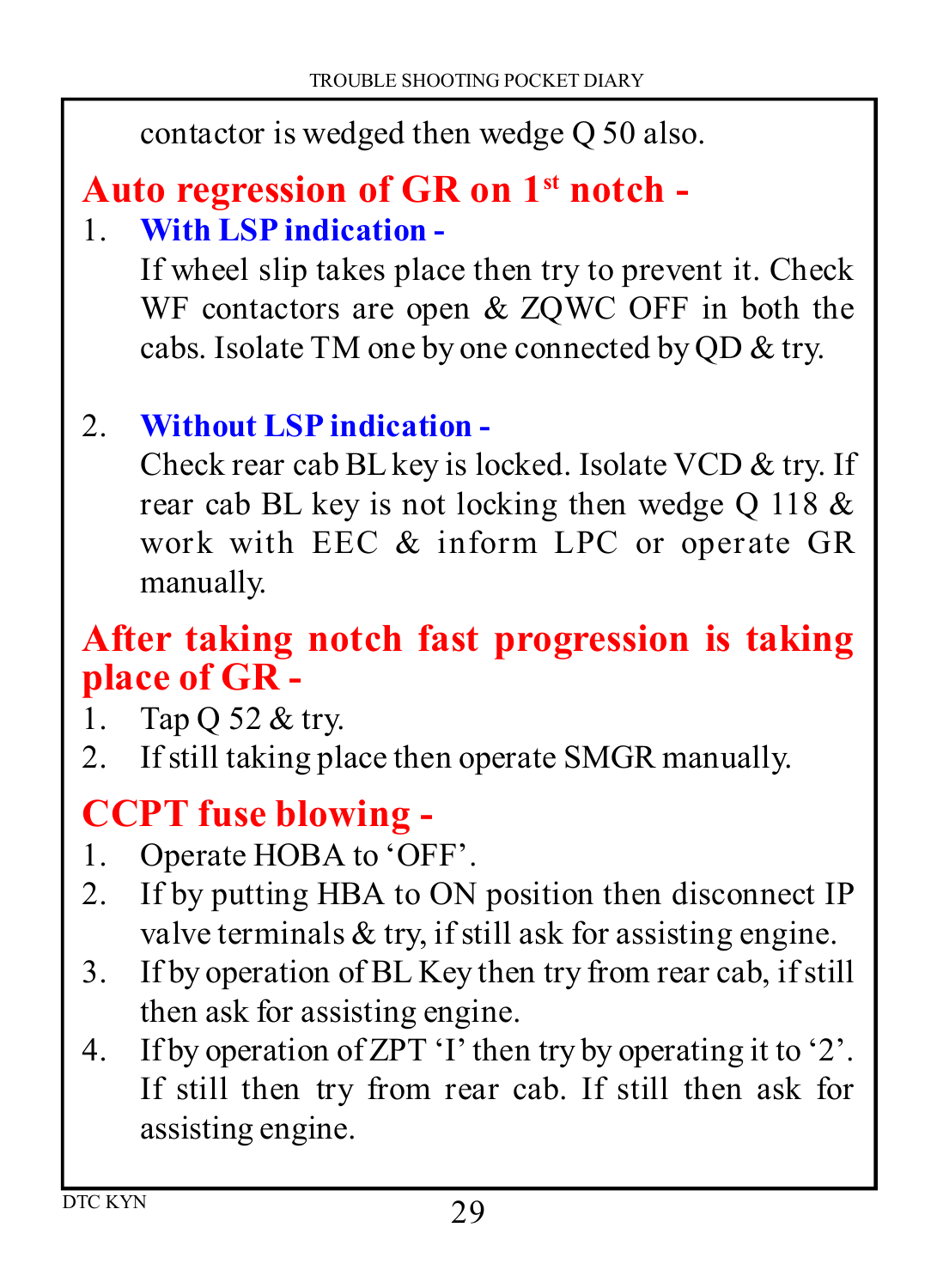contactor is wedged then wedge Q 50 also.

## Auto regression of GR on 1st notch -

1. **With LSP indication -**

   If wheel slip takes place then try to prevent it. Check WF contactors are open & ZQWC OFF in both the cabs. Isolate TM one by one connected by QD & try.

2. **Without LSP indication -**

   Check rear cab BL key is locked. Isolate VCD & try. If rear cab BL key is not locking then wedge Q 118 & work with EEC & inform LPC or operate GR manually.

## After taking notch fast progression is taking place of GR -

1. Tap Q 52 & try.
2. If still taking place then operate SMGR manually.

## CCPT fuse blowing -

1. Operate HOBA to 'OFF'.
2. If by putting HBA to ON position then disconnect IP valve terminals & try, if still ask for assisting engine.
3. If by operation of BL Key then try from rear cab, if still then ask for assisting engine.
4. If by operation of ZPT 'I' then try by operating it to '2'. If still then try from rear cab. If still then ask for assisting engine.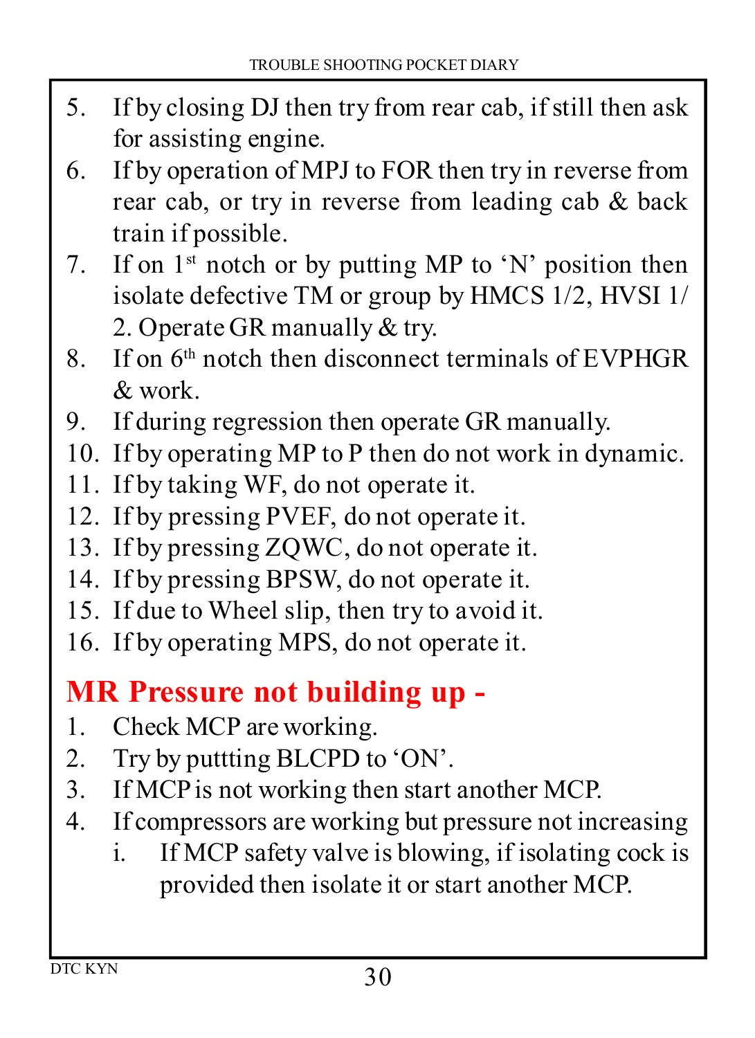5. If by closing DJ then try from rear cab, if still then ask for assisting engine.
6. If by operation of MPJ to FOR then try in reverse from rear cab, or try in reverse from leading cab & back train if possible.
7. If on 1st notch or by putting MP to 'N' position then isolate defective TM or group by HMCS 1/2, HVSI 1/2. Operate GR manually & try.
8. If on 6th notch then disconnect terminals of EVPHGR & work.
9. If during regression then operate GR manually.
10. If by operating MP to P then do not work in dynamic.
11. If by taking WF, do not operate it.
12. If by pressing PVEF, do not operate it.
13. If by pressing ZQWC, do not operate it.
14. If by pressing BPSW, do not operate it.
15. If due to Wheel slip, then try to avoid it.
16. If by operating MPS, do not operate it.

## MR Pressure not building up -

1. Check MCP are working.
2. Try by puttting BLCPD to 'ON'.
3. If MCP is not working then start another MCP.
4. If compressors are working but pressure not increasing
   i. If MCP safety valve is blowing, if isolating cock is provided then isolate it or start another MCP.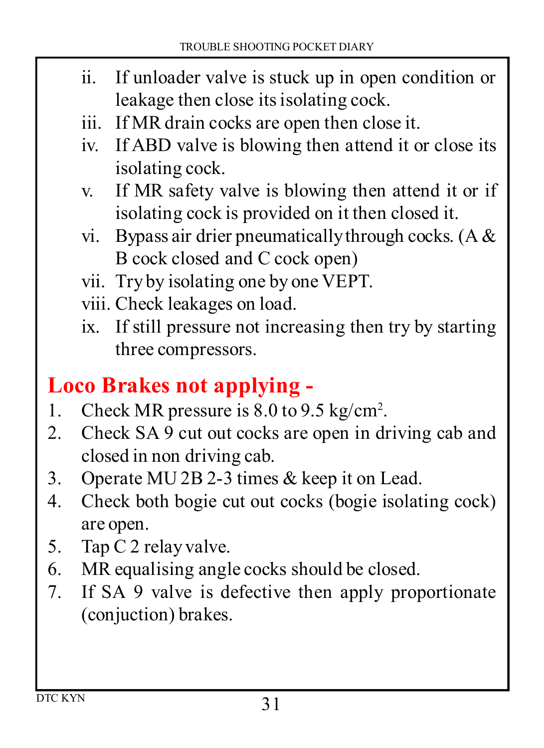ii. If unloader valve is stuck up in open condition or leakage then close its isolating cock.
iii. If MR drain cocks are open then close it.
iv. If ABD valve is blowing then attend it or close its isolating cock.
v. If MR safety valve is blowing then attend it or if isolating cock is provided on it then closed it.
vi. Bypass air drier pneumatically through cocks. (A & B cock closed and C cock open)
vii. Try by isolating one by one VEPT.
viii. Check leakages on load.
ix. If still pressure not increasing then try by starting three compressors.

## Loco Brakes not applying -

1. Check MR pressure is 8.0 to 9.5 $kg/cm^2$.
2. Check SA 9 cut out cocks are open in driving cab and closed in non driving cab.
3. Operate MU 2B 2-3 times & keep it on Lead.
4. Check both bogie cut out cocks (bogie isolating cock) are open.
5. Tap C 2 relay valve.
6. MR equalising angle cocks should be closed.
7. If SA 9 valve is defective then apply proportionate (conjuction) brakes.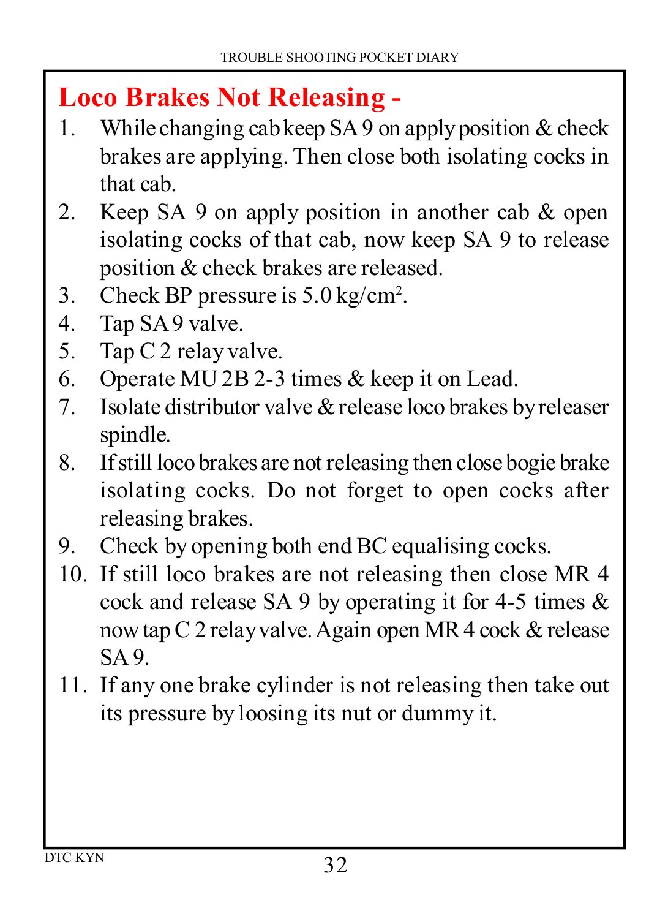## Loco Brakes Not Releasing -

1. While changing cab keep SA 9 on apply position & check brakes are applying. Then close both isolating cocks in that cab.
2. Keep SA 9 on apply position in another cab & open isolating cocks of that cab, now keep SA 9 to release position & check brakes are released.
3. Check BP pressure is 5.0 kg/cm$^2$.
4. Tap SA 9 valve.
5. Tap C 2 relay valve.
6. Operate MU 2B 2-3 times & keep it on Lead.
7. Isolate distributor valve & release loco brakes by releaser spindle.
8. If still loco brakes are not releasing then close bogie brake isolating cocks. Do not forget to open cocks after releasing brakes.
9. Check by opening both end BC equalising cocks.
10. If still loco brakes are not releasing then close MR 4 cock and release SA 9 by operating it for 4-5 times & now tap C 2 relay valve. Again open MR 4 cock & release SA 9.
11. If any one brake cylinder is not releasing then take out its pressure by loosing its nut or dummy it.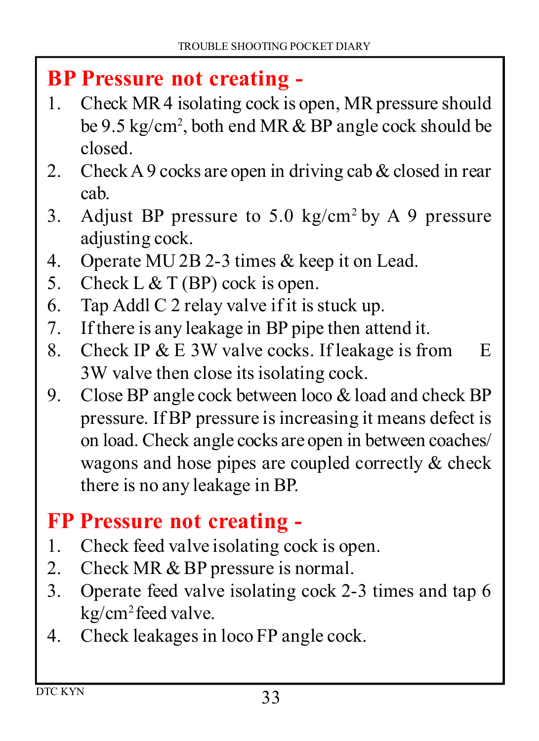## BP Pressure not creating -

1. Check MR 4 isolating cock is open, MR pressure should be 9.5 kg/cm$^2$, both end MR & BP angle cock should be closed.
2. Check A 9 cocks are open in driving cab & closed in rear cab.
3. Adjust BP pressure to 5.0 kg/cm$^2$ by A 9 pressure adjusting cock.
4. Operate MU 2B 2-3 times & keep it on Lead.
5. Check L & T (BP) cock is open.
6. Tap Addl C 2 relay valve if it is stuck up.
7. If there is any leakage in BP pipe then attend it.
8. Check IP & E 3W valve cocks. If leakage is from E 3W valve then close its isolating cock.
9. Close BP angle cock between loco & load and check BP pressure. If BP pressure is increasing it means defect is on load. Check angle cocks are open in between coaches/ wagons and hose pipes are coupled correctly & check there is no any leakage in BP.

## FP Pressure not creating -

1. Check feed valve isolating cock is open.
2. Check MR & BP pressure is normal.
3. Operate feed valve isolating cock 2-3 times and tap 6 kg/cm$^2$ feed valve.
4. Check leakages in loco FP angle cock.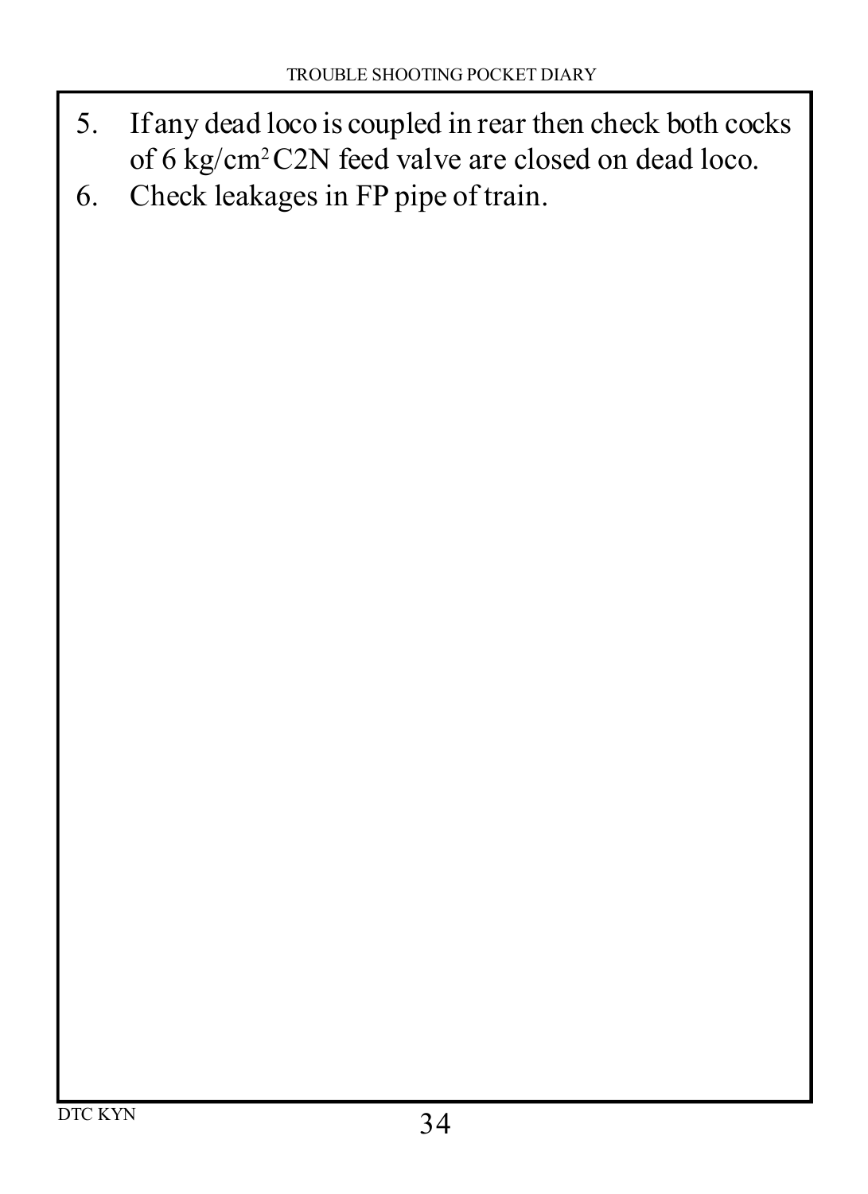5. If any dead loco is coupled in rear then check both cocks of 6 $kg/cm^2$ C2N feed valve are closed on dead loco.
6. Check leakages in FP pipe of train.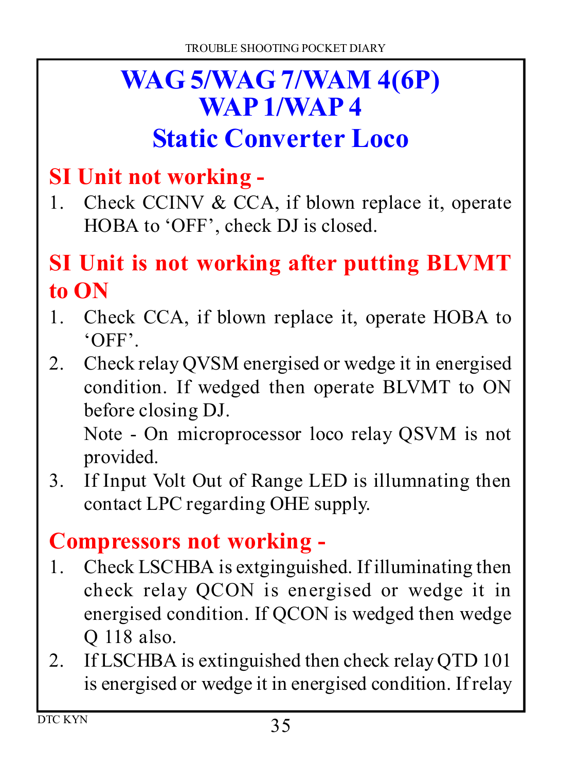# WAG 5/WAG 7/WAM 4(6P) WAP 1/WAP 4 Static Converter Loco

## SI Unit not working -

1. Check CCINV & CCA, if blown replace it, operate HOBA to 'OFF', check DJ is closed.

## SI Unit is not working after putting BLVMT to ON

1. Check CCA, if blown replace it, operate HOBA to 'OFF'.
2. Check relay QVSM energised or wedge it in energised condition. If wedged then operate BLVMT to ON before closing DJ.

   Note - On microprocessor loco relay QSVM is not provided.
3. If Input Volt Out of Range LED is illumnating then contact LPC regarding OHE supply.

## Compressors not working -

1. Check LSCHBA is extginguished. If illuminating then check relay QCON is energised or wedge it in energised condition. If QCON is wedged then wedge Q 118 also.
2. If LSCHBA is extinguished then check relay QTD 101 is energised or wedge it in energised condition. If relay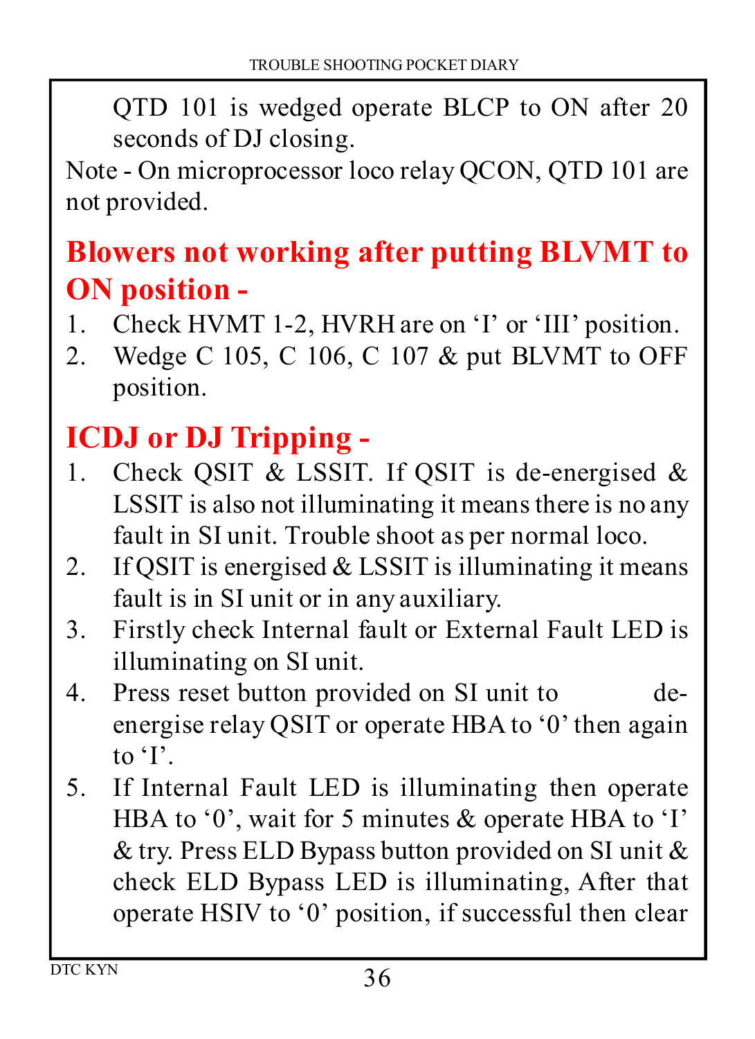QTD 101 is wedged operate BLCP to ON after 20 seconds of DJ closing.

Note - On microprocessor loco relay QCON, QTD 101 are not provided.

## Blowers not working after putting BLVMT to ON position -

1. Check HVMT 1-2, HVRH are on 'I' or 'III' position.
2. Wedge C 105, C 106, C 107 & put BLVMT to OFF position.

## ICDJ or DJ Tripping -

1. Check QSIT & LSSIT. If QSIT is de-energised & LSSIT is also not illuminating it means there is no any fault in SI unit. Trouble shoot as per normal loco.
2. If QSIT is energised & LSSIT is illuminating it means fault is in SI unit or in any auxiliary.
3. Firstly check Internal fault or External Fault LED is illuminating on SI unit.
4. Press reset button provided on SI unit to de-energise relay QSIT or operate HBA to '0' then again to 'I'.
5. If Internal Fault LED is illuminating then operate HBA to '0', wait for 5 minutes & operate HBA to 'I' & try. Press ELD Bypass button provided on SI unit & check ELD Bypass LED is illuminating, After that operate HSIV to '0' position, if successful then clear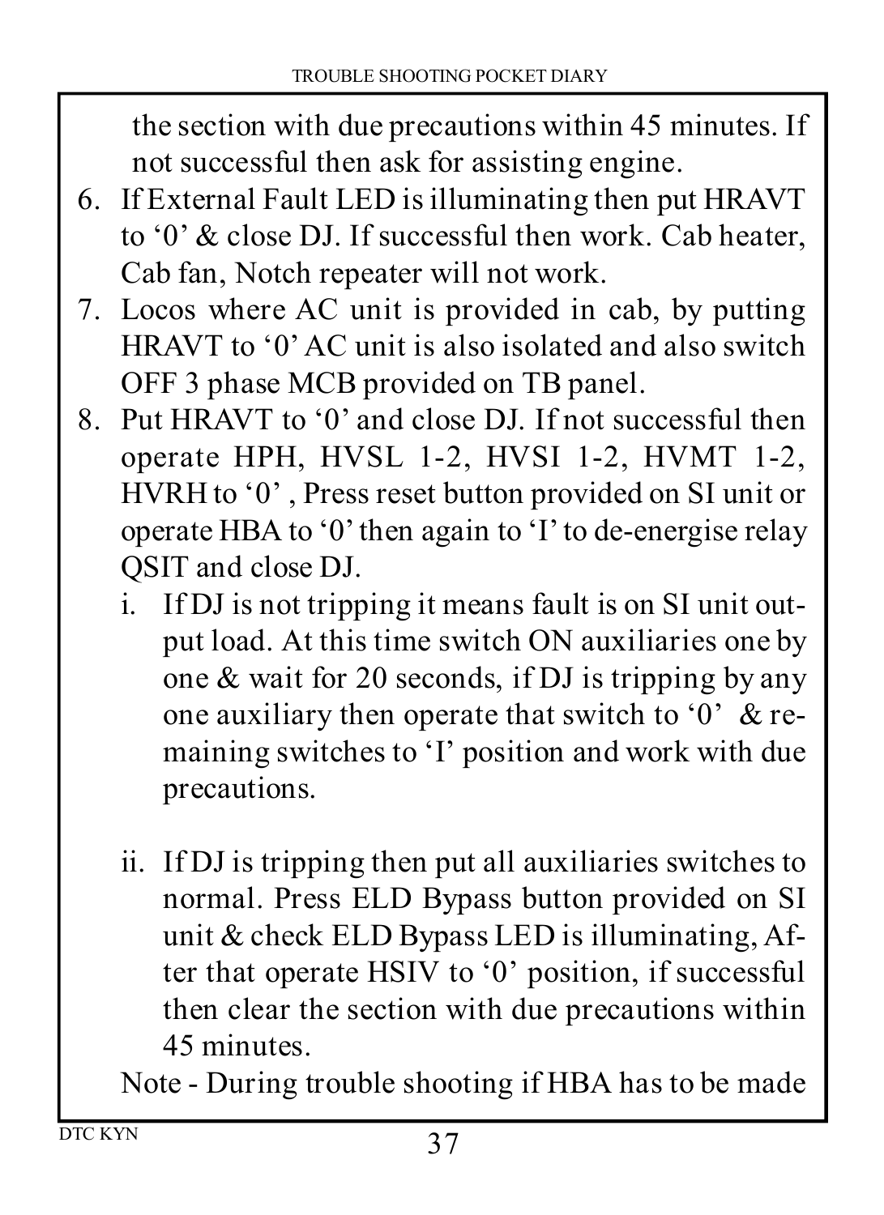the section with due precautions within 45 minutes. If not successful then ask for assisting engine.

6. If External Fault LED is illuminating then put HRAVT to '0' & close DJ. If successful then work. Cab heater, Cab fan, Notch repeater will not work.
7. Locos where AC unit is provided in cab, by putting HRAVT to '0' AC unit is also isolated and also switch OFF 3 phase MCB provided on TB panel.
8. Put HRAVT to '0' and close DJ. If not successful then operate HPH, HVSL 1-2, HVSI 1-2, HVMT 1-2, HVRH to '0' , Press reset button provided on SI unit or operate HBA to '0' then again to 'I' to de-energise relay QSIT and close DJ.

   i. If DJ is not tripping it means fault is on SI unit output load. At this time switch ON auxiliaries one by one & wait for 20 seconds, if DJ is tripping by any one auxiliary then operate that switch to '0' & remaining switches to 'I' position and work with due precautions.

   ii. If DJ is tripping then put all auxiliaries switches to normal. Press ELD Bypass button provided on SI unit & check ELD Bypass LED is illuminating, After that operate HSIV to '0' position, if successful then clear the section with due precautions within 45 minutes.

   Note - During trouble shooting if HBA has to be made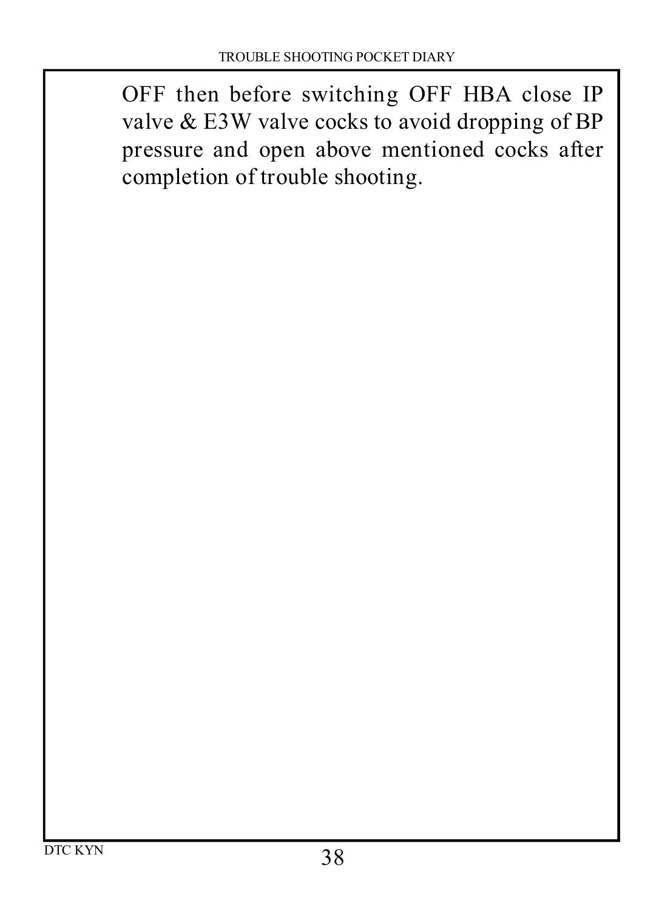OFF then before switching OFF HBA close IP valve & E3W valve cocks to avoid dropping of BP pressure and open above mentioned cocks after completion of trouble shooting.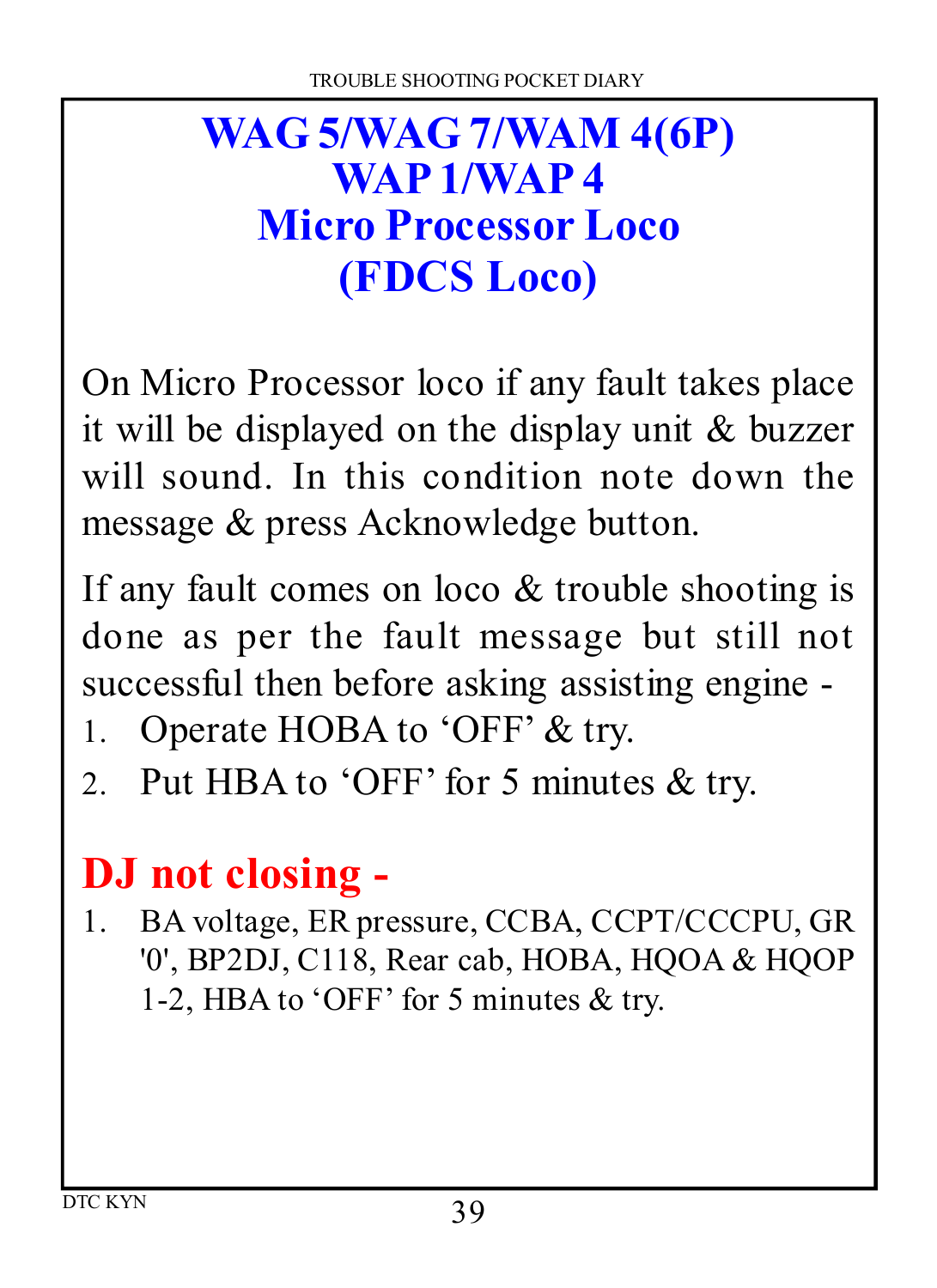# WAG 5/WAG 7/WAM 4(6P)
# WAP 1/WAP 4
# Micro Processor Loco
# (FDCS Loco)

On Micro Processor loco if any fault takes place it will be displayed on the display unit & buzzer will sound. In this condition note down the message & press Acknowledge button.

If any fault comes on loco & trouble shooting is done as per the fault message but still not successful then before asking assisting engine -

1. Operate HOBA to 'OFF' & try.
2. Put HBA to 'OFF' for 5 minutes & try.

## DJ not closing -

1. BA voltage, ER pressure, CCBA, CCPT/CCCPU, GR '0', BP2DJ, C118, Rear cab, HOBA, HQOA & HQOP 1-2, HBA to 'OFF' for 5 minutes & try.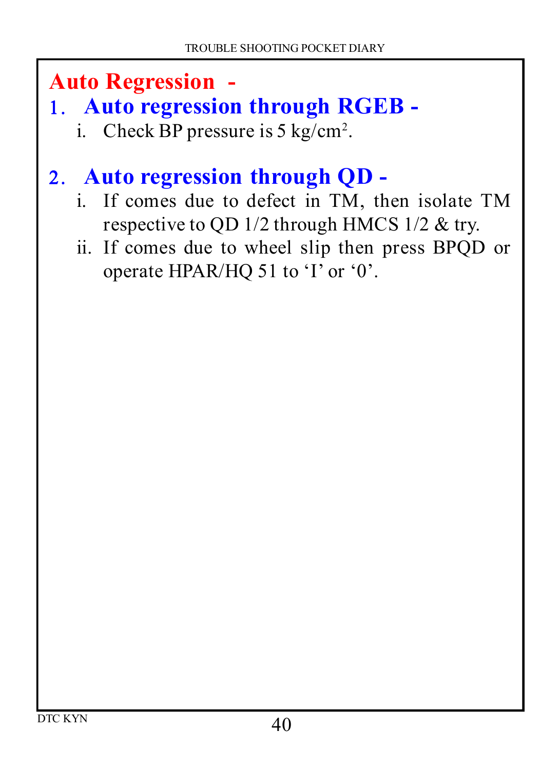# Auto Regression -

## 1. Auto regression through RGEB -

i. Check BP pressure is 5 kg/cm$^2$.

## 2. Auto regression through QD -

i. If comes due to defect in TM, then isolate TM respective to QD 1/2 through HMCS 1/2 & try.

ii. If comes due to wheel slip then press BPQD or operate HPAR/HQ 51 to ‘I’ or ‘0’.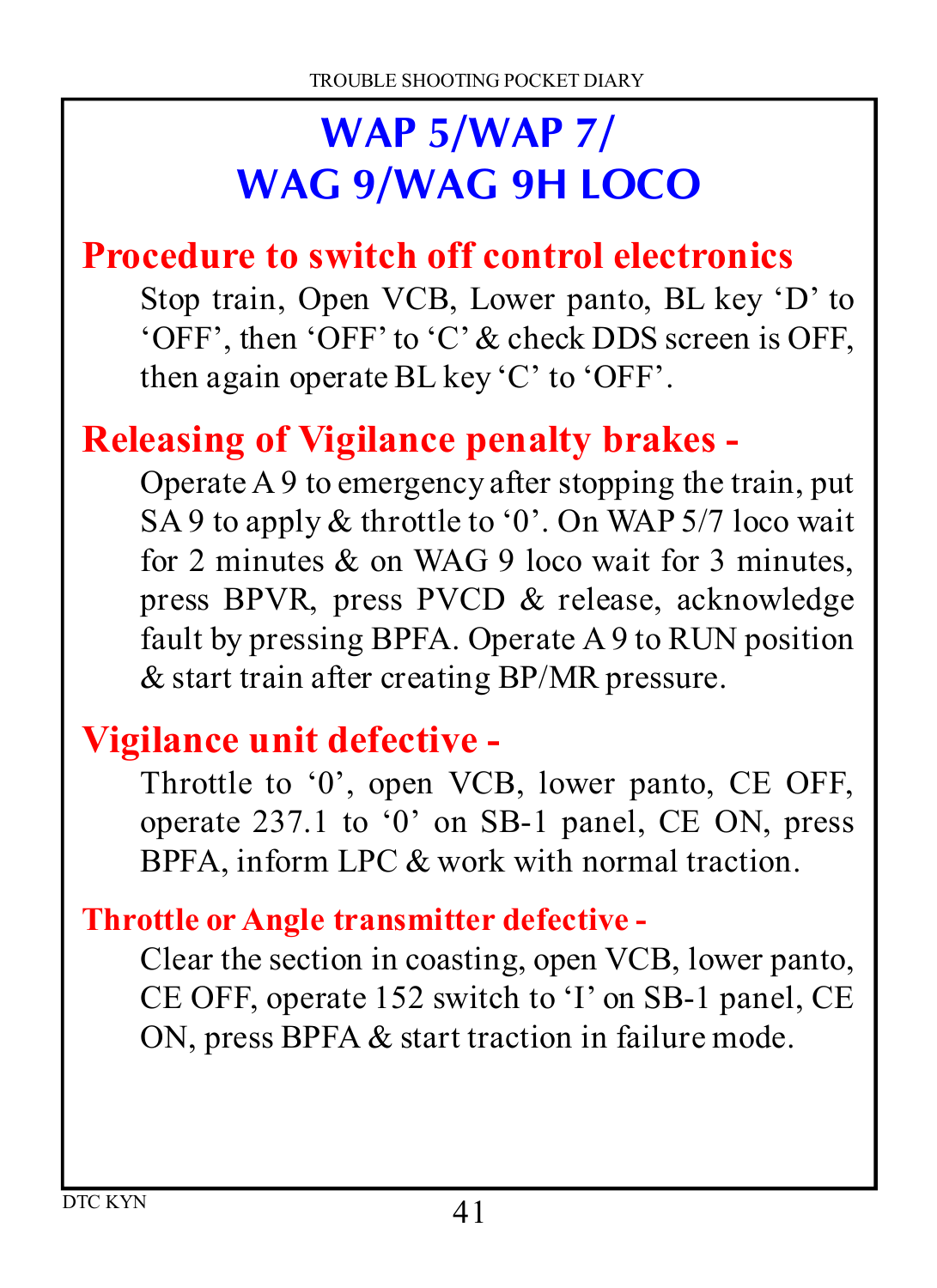# WAP 5/WAP 7/ WAG 9/WAG 9H LOCO

## Procedure to switch off control electronics

Stop train, Open VCB, Lower panto, BL key ‘D’ to ‘OFF’, then ‘OFF’ to ‘C’ & check DDS screen is OFF, then again operate BL key ‘C’ to ‘OFF’.

## Releasing of Vigilance penalty brakes -

Operate A 9 to emergency after stopping the train, put SA 9 to apply & throttle to ‘0’. On WAP 5/7 loco wait for 2 minutes & on WAG 9 loco wait for 3 minutes, press BPVR, press PVCD & release, acknowledge fault by pressing BPFA. Operate A 9 to RUN position & start train after creating BP/MR pressure.

## Vigilance unit defective -

Throttle to ‘0’, open VCB, lower panto, CE OFF, operate 237.1 to ‘0’ on SB-1 panel, CE ON, press BPFA, inform LPC & work with normal traction.

### Throttle or Angle transmitter defective -

Clear the section in coasting, open VCB, lower panto, CE OFF, operate 152 switch to ‘I’ on SB-1 panel, CE ON, press BPFA & start traction in failure mode.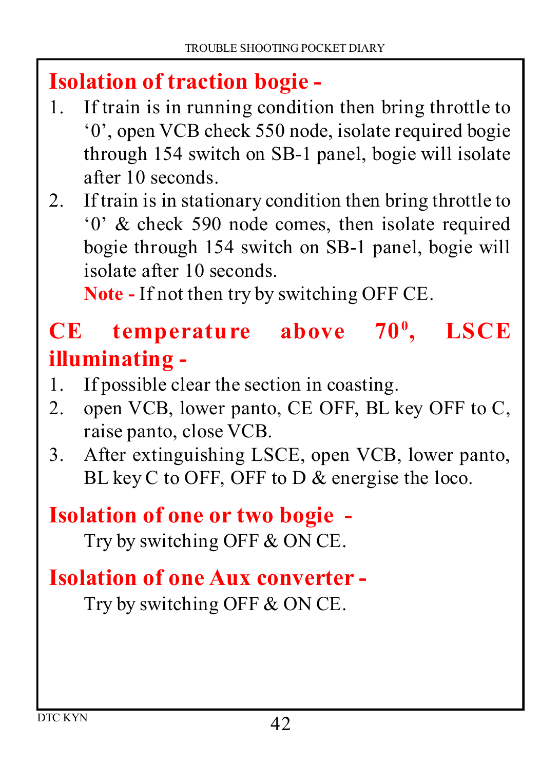## Isolation of traction bogie -

1. If train is in running condition then bring throttle to '0', open VCB check 550 node, isolate required bogie through 154 switch on SB-1 panel, bogie will isolate after 10 seconds.
2. If train is in stationary condition then bring throttle to '0' & check 590 node comes, then isolate required bogie through 154 switch on SB-1 panel, bogie will isolate after 10 seconds.

   **Note -** If not then try by switching OFF CE.

## CE temperature above $70^0$, LSCE illuminating -

1. If possible clear the section in coasting.
2. open VCB, lower panto, CE OFF, BL key OFF to C, raise panto, close VCB.
3. After extinguishing LSCE, open VCB, lower panto, BL key C to OFF, OFF to D & energise the loco.

## Isolation of one or two bogie -

Try by switching OFF & ON CE.

## Isolation of one Aux converter -

Try by switching OFF & ON CE.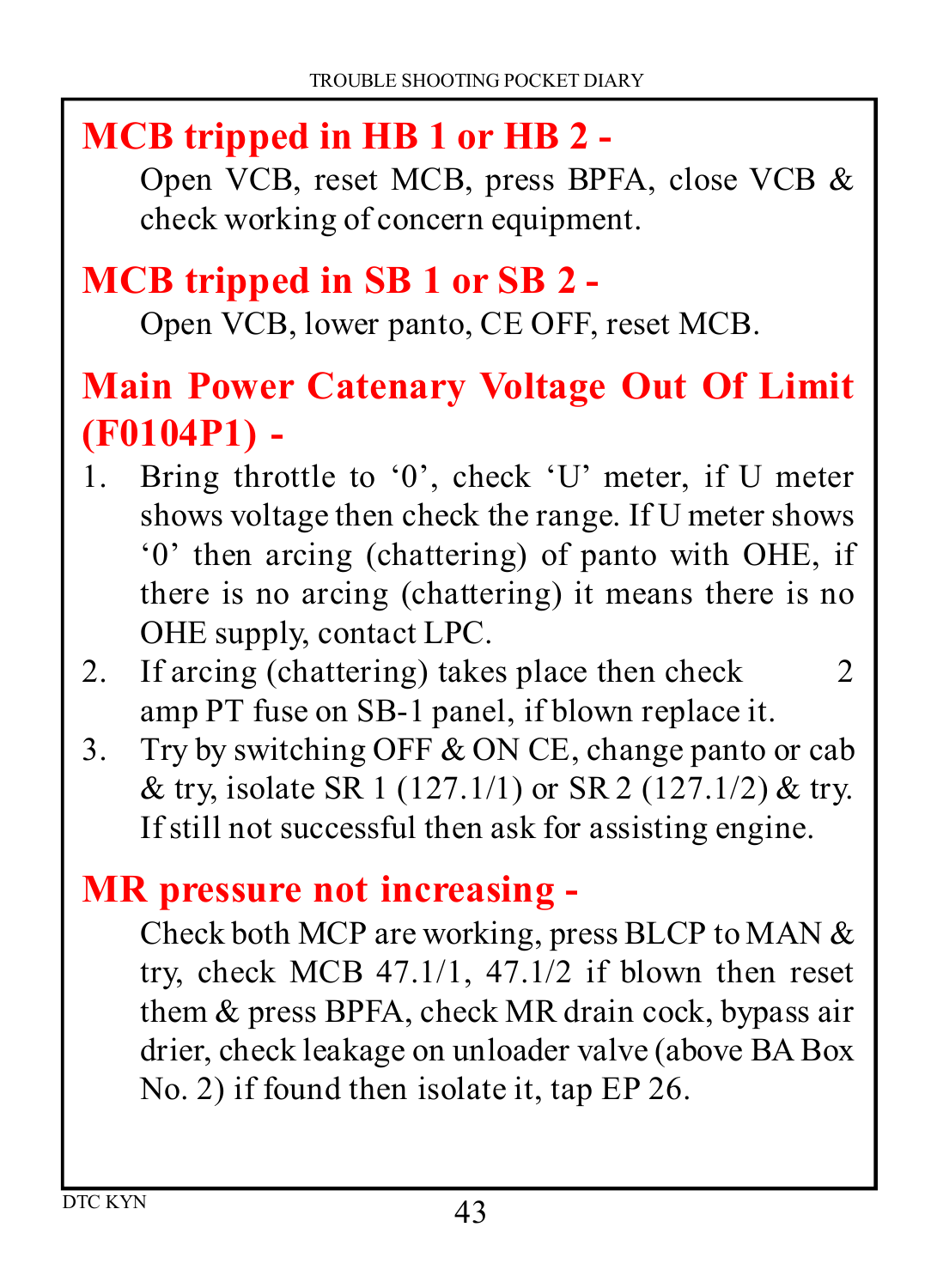## MCB tripped in HB 1 or HB 2 -

Open VCB, reset MCB, press BPFA, close VCB & check working of concern equipment.

## MCB tripped in SB 1 or SB 2 -

Open VCB, lower panto, CE OFF, reset MCB.

## Main Power Catenary Voltage Out Of Limit (F0104P1) -

1. Bring throttle to '0', check 'U' meter, if U meter shows voltage then check the range. If U meter shows '0' then arcing (chattering) of panto with OHE, if there is no arcing (chattering) it means there is no OHE supply, contact LPC.
2. If arcing (chattering) takes place then check 2 amp PT fuse on SB-1 panel, if blown replace it.
3. Try by switching OFF & ON CE, change panto or cab & try, isolate SR 1 (127.1/1) or SR 2 (127.1/2) & try. If still not successful then ask for assisting engine.

## MR pressure not increasing -

Check both MCP are working, press BLCP to MAN & try, check MCB 47.1/1, 47.1/2 if blown then reset them & press BPFA, check MR drain cock, bypass air drier, check leakage on unloader valve (above BA Box No. 2) if found then isolate it, tap EP 26.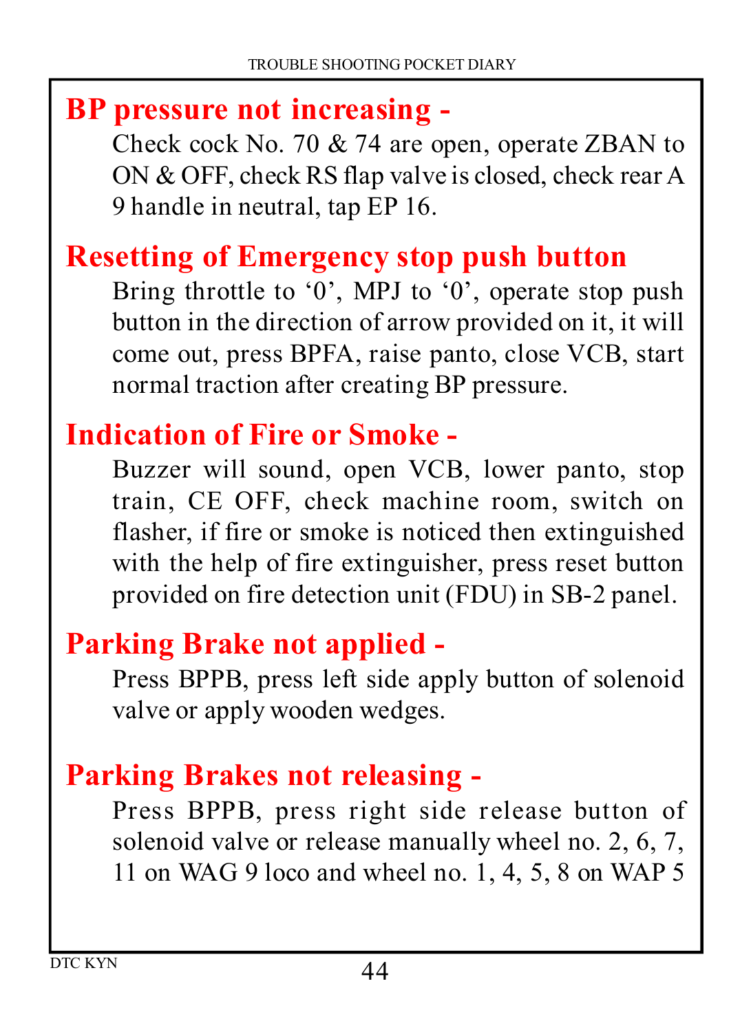## BP pressure not increasing -

Check cock No. 70 & 74 are open, operate ZBAN to ON & OFF, check RS flap valve is closed, check rear A 9 handle in neutral, tap EP 16.

## Resetting of Emergency stop push button

Bring throttle to '0', MPJ to '0', operate stop push button in the direction of arrow provided on it, it will come out, press BPFA, raise panto, close VCB, start normal traction after creating BP pressure.

## Indication of Fire or Smoke -

Buzzer will sound, open VCB, lower panto, stop train, CE OFF, check machine room, switch on flasher, if fire or smoke is noticed then extinguished with the help of fire extinguisher, press reset button provided on fire detection unit (FDU) in SB-2 panel.

## Parking Brake not applied -

Press BPPB, press left side apply button of solenoid valve or apply wooden wedges.

## Parking Brakes not releasing -

Press BPPB, press right side release button of solenoid valve or release manually wheel no. 2, 6, 7, 11 on WAG 9 loco and wheel no. 1, 4, 5, 8 on WAP 5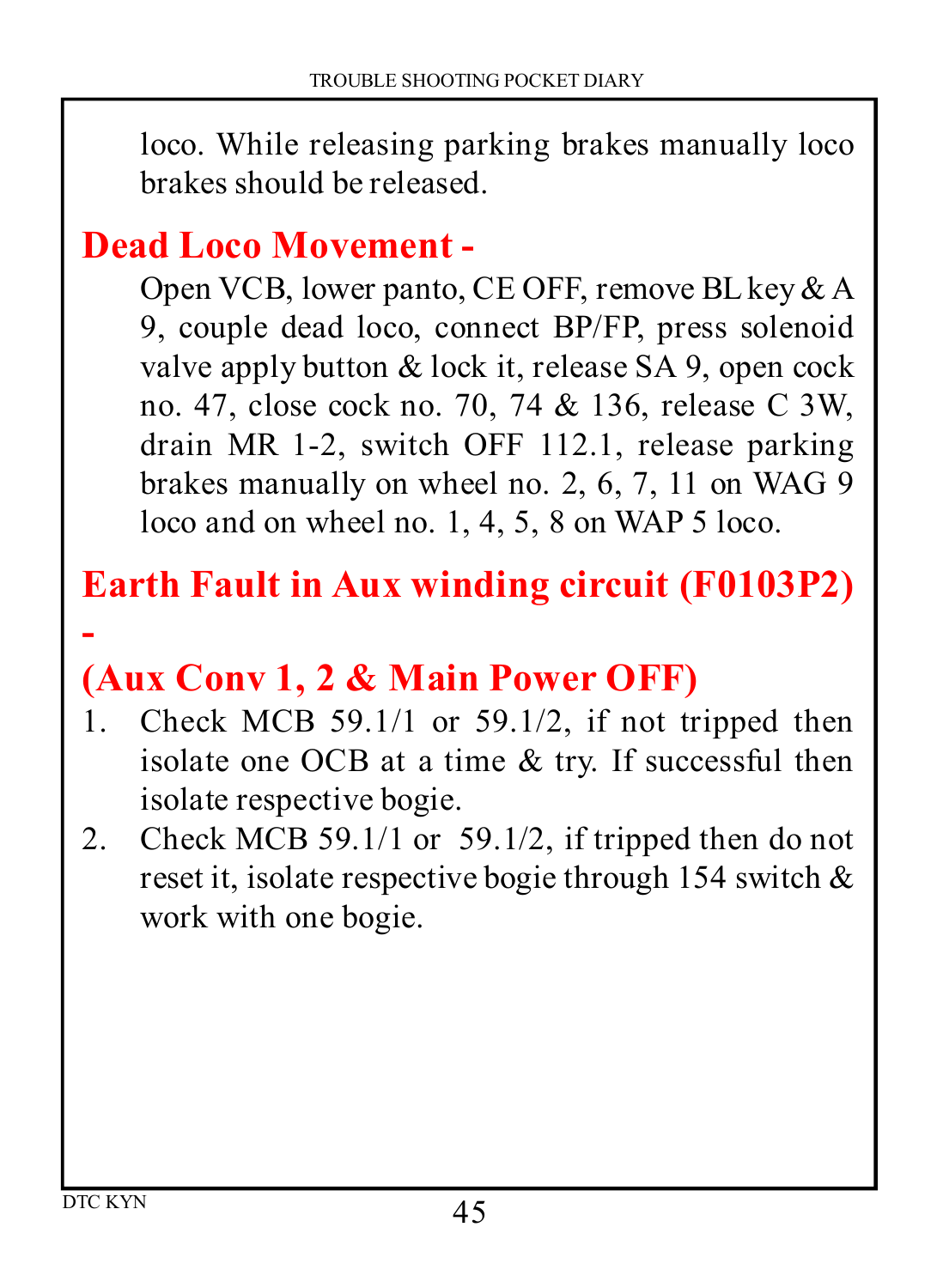loco. While releasing parking brakes manually loco brakes should be released.

## Dead Loco Movement -

Open VCB, lower panto, CE OFF, remove BL key & A 9, couple dead loco, connect BP/FP, press solenoid valve apply button & lock it, release SA 9, open cock no. 47, close cock no. 70, 74 & 136, release C 3W, drain MR 1-2, switch OFF 112.1, release parking brakes manually on wheel no. 2, 6, 7, 11 on WAG 9 loco and on wheel no. 1, 4, 5, 8 on WAP 5 loco.

## Earth Fault in Aux winding circuit (F0103P2) -

## (Aux Conv 1, 2 & Main Power OFF)

1. Check MCB 59.1/1 or 59.1/2, if not tripped then isolate one OCB at a time & try. If successful then isolate respective bogie.
2. Check MCB 59.1/1 or 59.1/2, if tripped then do not reset it, isolate respective bogie through 154 switch & work with one bogie.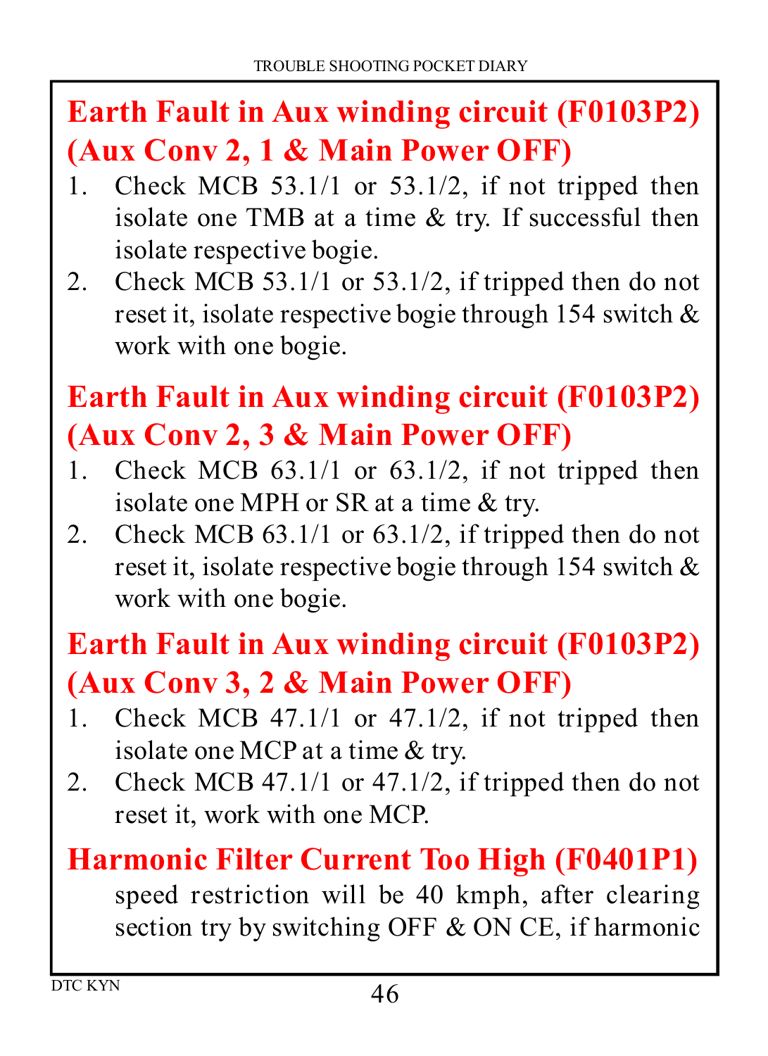## Earth Fault in Aux winding circuit (F0103P2) (Aux Conv 2, 1 & Main Power OFF)

1. Check MCB 53.1/1 or 53.1/2, if not tripped then isolate one TMB at a time & try. If successful then isolate respective bogie.
2. Check MCB 53.1/1 or 53.1/2, if tripped then do not reset it, isolate respective bogie through 154 switch & work with one bogie.

## Earth Fault in Aux winding circuit (F0103P2) (Aux Conv 2, 3 & Main Power OFF)

1. Check MCB 63.1/1 or 63.1/2, if not tripped then isolate one MPH or SR at a time & try.
2. Check MCB 63.1/1 or 63.1/2, if tripped then do not reset it, isolate respective bogie through 154 switch & work with one bogie.

## Earth Fault in Aux winding circuit (F0103P2) (Aux Conv 3, 2 & Main Power OFF)

1. Check MCB 47.1/1 or 47.1/2, if not tripped then isolate one MCP at a time & try.
2. Check MCB 47.1/1 or 47.1/2, if tripped then do not reset it, work with one MCP.

## Harmonic Filter Current Too High (F0401P1)

speed restriction will be 40 kmph, after clearing section try by switching OFF & ON CE, if harmonic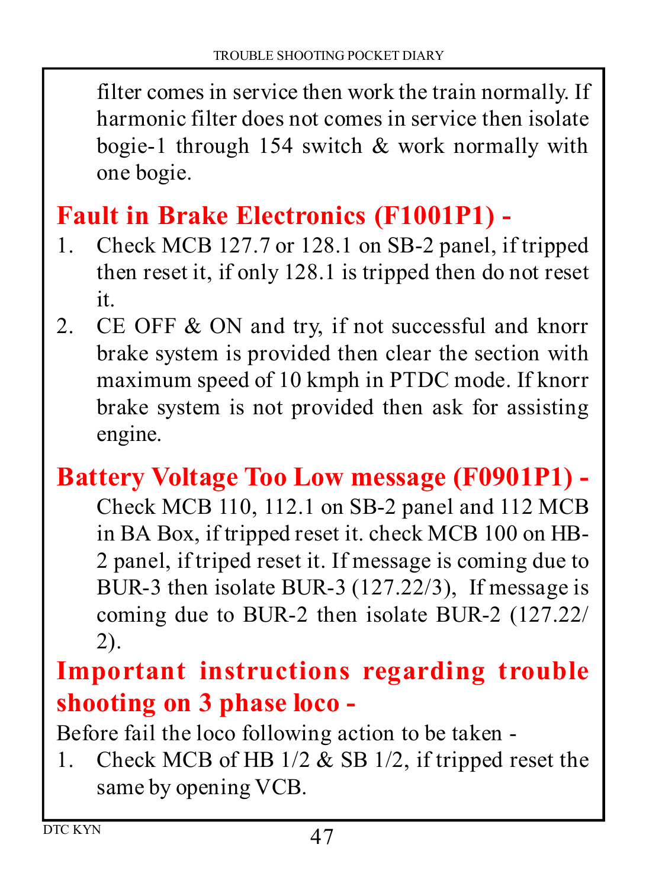filter comes in service then work the train normally. If harmonic filter does not comes in service then isolate bogie-1 through 154 switch & work normally with one bogie.

## Fault in Brake Electronics (F1001P1) -

1. Check MCB 127.7 or 128.1 on SB-2 panel, if tripped then reset it, if only 128.1 is tripped then do not reset it.
2. CE OFF & ON and try, if not successful and knorr brake system is provided then clear the section with maximum speed of 10 kmph in PTDC mode. If knorr brake system is not provided then ask for assisting engine.

## Battery Voltage Too Low message (F0901P1) -

Check MCB 110, 112.1 on SB-2 panel and 112 MCB in BA Box, if tripped reset it. check MCB 100 on HB-2 panel, if triped reset it. If message is coming due to BUR-3 then isolate BUR-3 (127.22/3), If message is coming due to BUR-2 then isolate BUR-2 (127.22/2).

## Important instructions regarding trouble shooting on 3 phase loco -

Before fail the loco following action to be taken -

1. Check MCB of HB 1/2 & SB 1/2, if tripped reset the same by opening VCB.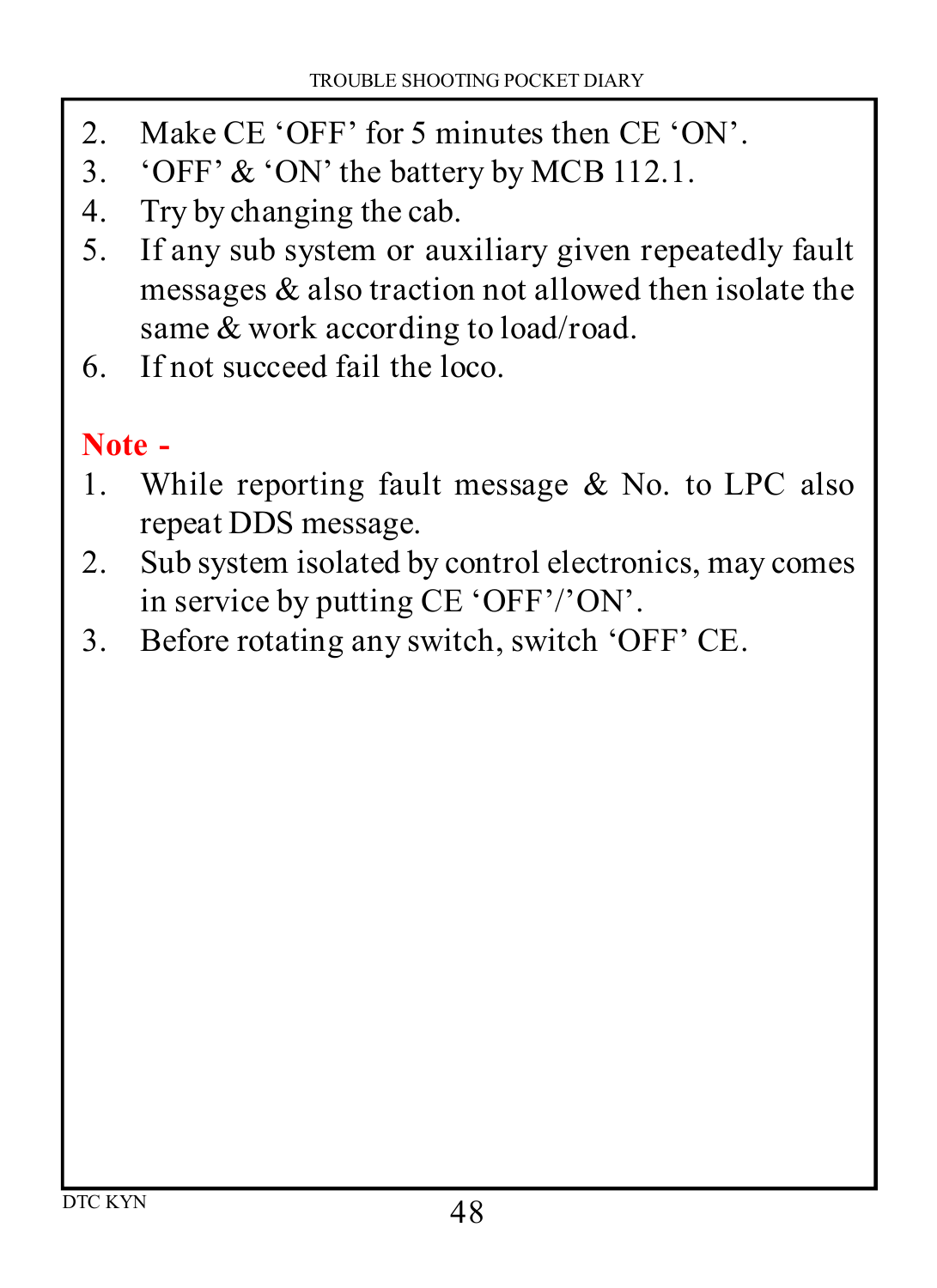2. Make CE 'OFF' for 5 minutes then CE 'ON'.
3. 'OFF' & 'ON' the battery by MCB 112.1.
4. Try by changing the cab.
5. If any sub system or auxiliary given repeatedly fault messages & also traction not allowed then isolate the same & work according to load/road.
6. If not succeed fail the loco.

**Note -**

1. While reporting fault message & No. to LPC also repeat DDS message.
2. Sub system isolated by control electronics, may comes in service by putting CE 'OFF'/'ON'.
3. Before rotating any switch, switch 'OFF' CE.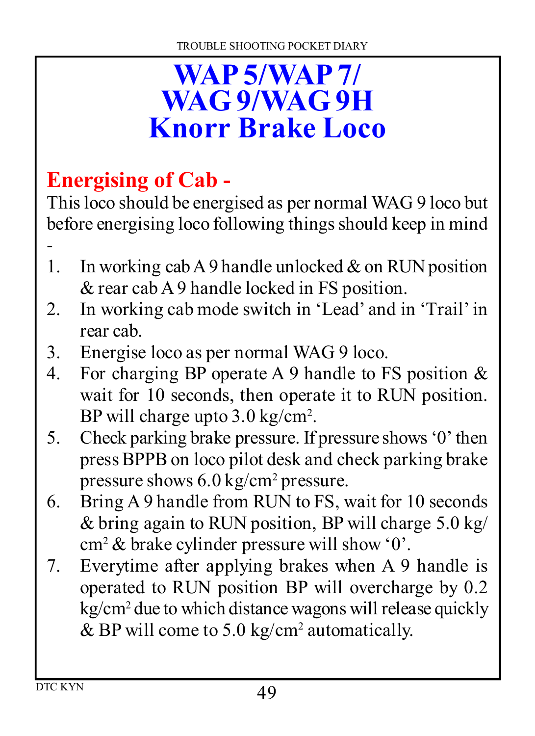# WAP 5/WAP 7/ WAG 9/WAG 9H Knorr Brake Loco

## Energising of Cab -

This loco should be energised as per normal WAG 9 loco but before energising loco following things should keep in mind -

1. In working cab A 9 handle unlocked & on RUN position & rear cab A 9 handle locked in FS position.
2. In working cab mode switch in 'Lead' and in 'Trail' in rear cab.
3. Energise loco as per normal WAG 9 loco.
4. For charging BP operate A 9 handle to FS position & wait for 10 seconds, then operate it to RUN position. BP will charge upto 3.0 kg/cm$^2$.
5. Check parking brake pressure. If pressure shows '0' then press BPPB on loco pilot desk and check parking brake pressure shows 6.0 kg/cm$^2$ pressure.
6. Bring A 9 handle from RUN to FS, wait for 10 seconds & bring again to RUN position, BP will charge 5.0 kg/cm$^2$ & brake cylinder pressure will show '0'.
7. Everytime after applying brakes when A 9 handle is operated to RUN position BP will overcharge by 0.2 kg/cm$^2$ due to which distance wagons will release quickly & BP will come to 5.0 kg/cm$^2$ automatically.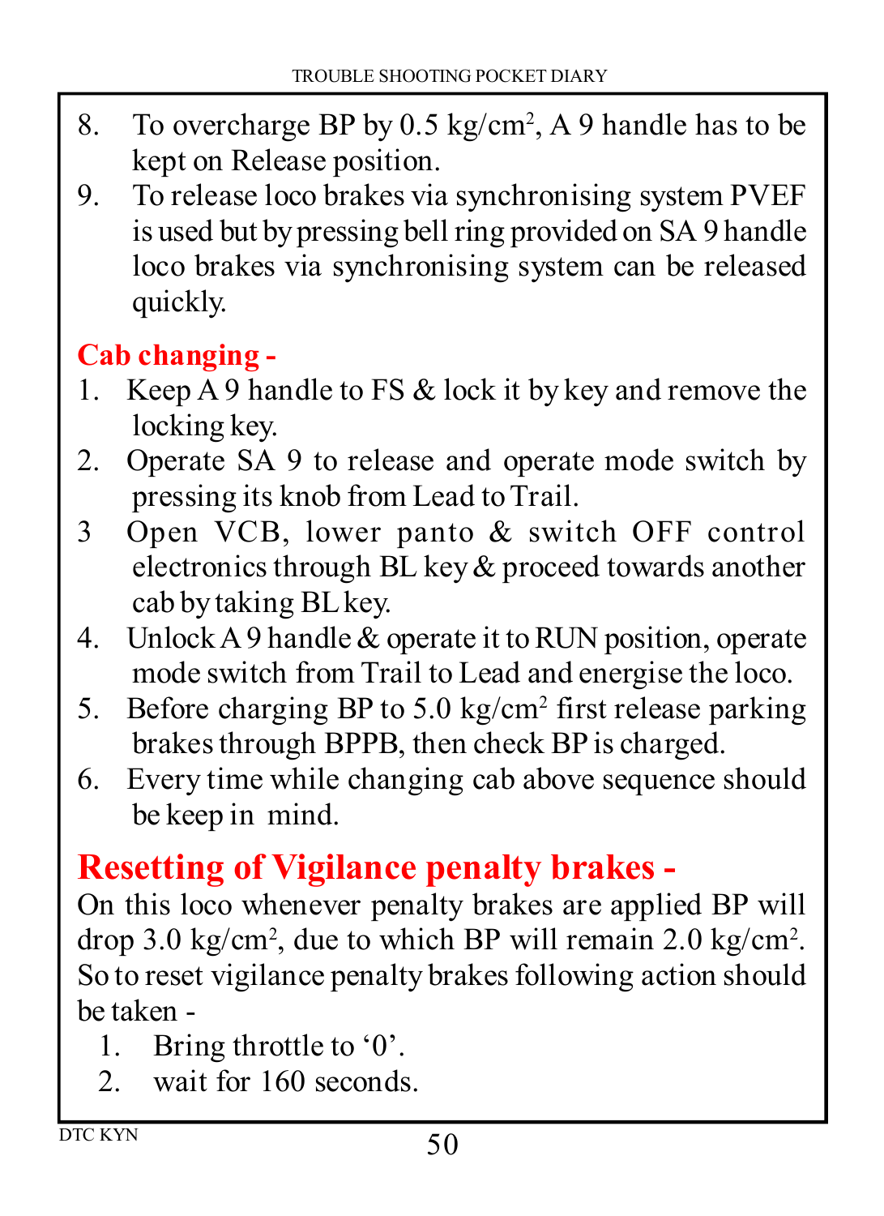8. To overcharge BP by 0.5 $kg/cm^2$, A 9 handle has to be kept on Release position.
9. To release loco brakes via synchronising system PVEF is used but by pressing bell ring provided on SA 9 handle loco brakes via synchronising system can be released quickly.

## Cab changing -

1. Keep A 9 handle to FS & lock it by key and remove the locking key.
2. Operate SA 9 to release and operate mode switch by pressing its knob from Lead to Trail.
3. Open VCB, lower panto & switch OFF control electronics through BL key & proceed towards another cab by taking BL key.
4. Unlock A 9 handle & operate it to RUN position, operate mode switch from Trail to Lead and energise the loco.
5. Before charging BP to 5.0 $kg/cm^2$ first release parking brakes through BPPB, then check BP is charged.
6. Every time while changing cab above sequence should be keep in mind.

## Resetting of Vigilance penalty brakes -

On this loco whenever penalty brakes are applied BP will drop 3.0 $kg/cm^2$, due to which BP will remain 2.0 $kg/cm^2$. So to reset vigilance penalty brakes following action should be taken -

1. Bring throttle to '0'.
2. wait for 160 seconds.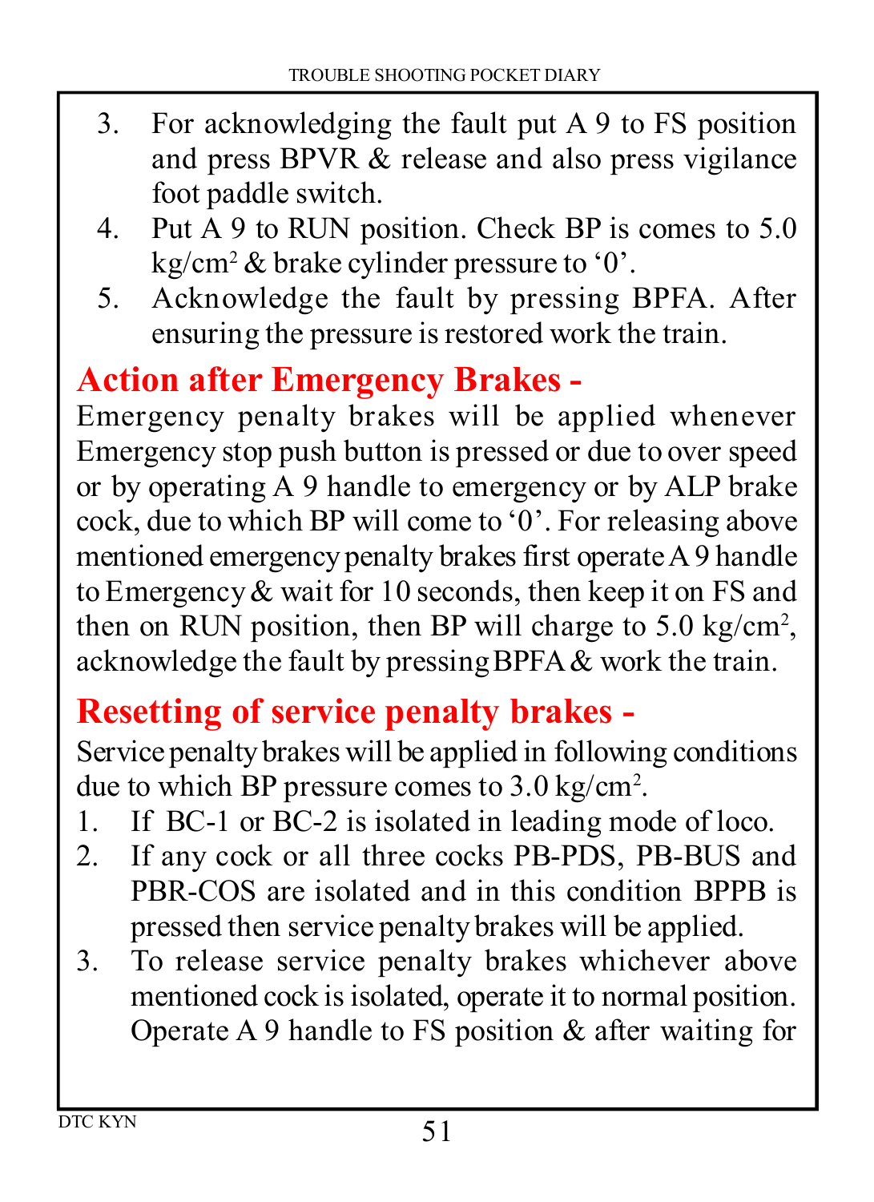3. For acknowledging the fault put A 9 to FS position and press BPVR & release and also press vigilance foot paddle switch.
4. Put A 9 to RUN position. Check BP is comes to 5.0 $kg/cm^2$ & brake cylinder pressure to '0'.
5. Acknowledge the fault by pressing BPFA. After ensuring the pressure is restored work the train.

## Action after Emergency Brakes -

Emergency penalty brakes will be applied whenever Emergency stop push button is pressed or due to over speed or by operating A 9 handle to emergency or by ALP brake cock, due to which BP will come to '0'. For releasing above mentioned emergency penalty brakes first operate A 9 handle to Emergency & wait for 10 seconds, then keep it on FS and then on RUN position, then BP will charge to 5.0 $kg/cm^2$, acknowledge the fault by pressing BPFA & work the train.

## Resetting of service penalty brakes -

Service penalty brakes will be applied in following conditions due to which BP pressure comes to 3.0 $kg/cm^2$.

1. If BC-1 or BC-2 is isolated in leading mode of loco.
2. If any cock or all three cocks PB-PDS, PB-BUS and PBR-COS are isolated and in this condition BPPB is pressed then service penalty brakes will be applied.
3. To release service penalty brakes whichever above mentioned cock is isolated, operate it to normal position. Operate A 9 handle to FS position & after waiting for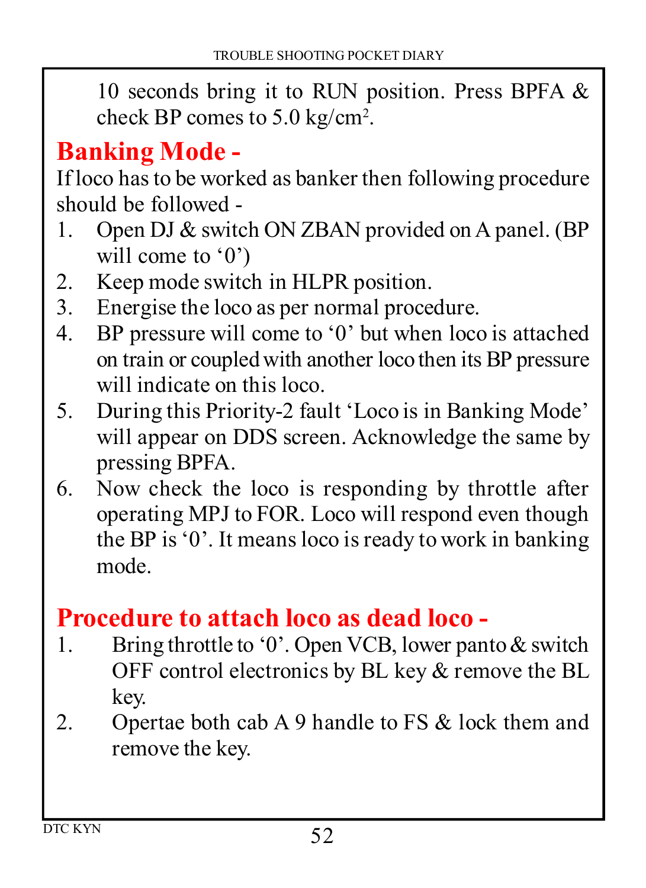10 seconds bring it to RUN position. Press BPFA & check BP comes to 5.0 kg/cm$^2$.

## Banking Mode -

If loco has to be worked as banker then following procedure should be followed -

1. Open DJ & switch ON ZBAN provided on A panel. (BP will come to '0')
2. Keep mode switch in HLPR position.
3. Energise the loco as per normal procedure.
4. BP pressure will come to '0' but when loco is attached on train or coupled with another loco then its BP pressure will indicate on this loco.
5. During this Priority-2 fault 'Loco is in Banking Mode' will appear on DDS screen. Acknowledge the same by pressing BPFA.
6. Now check the loco is responding by throttle after operating MPJ to FOR. Loco will respond even though the BP is '0'. It means loco is ready to work in banking mode.

## Procedure to attach loco as dead loco -

1. Bring throttle to '0'. Open VCB, lower panto & switch OFF control electronics by BL key & remove the BL key.
2. Opertae both cab A 9 handle to FS & lock them and remove the key.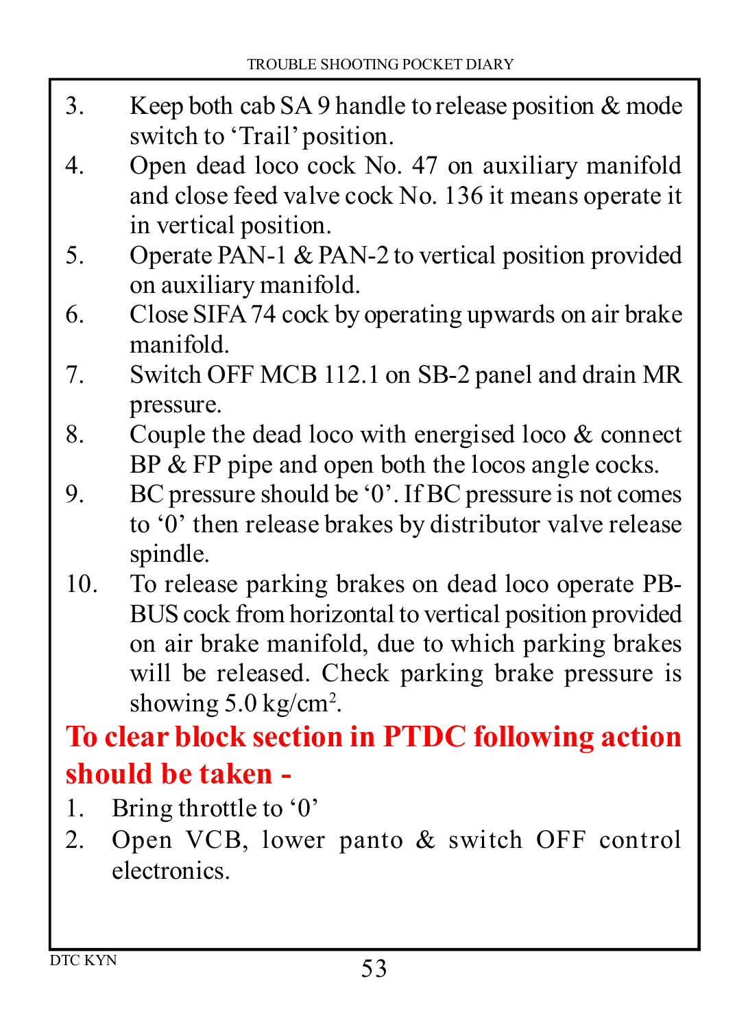3. Keep both cab SA 9 handle to release position & mode switch to 'Trail' position.
4. Open dead loco cock No. 47 on auxiliary manifold and close feed valve cock No. 136 it means operate it in vertical position.
5. Operate PAN-1 & PAN-2 to vertical position provided on auxiliary manifold.
6. Close SIFA 74 cock by operating upwards on air brake manifold.
7. Switch OFF MCB 112.1 on SB-2 panel and drain MR pressure.
8. Couple the dead loco with energised loco & connect BP & FP pipe and open both the locos angle cocks.
9. BC pressure should be '0'. If BC pressure is not comes to '0' then release brakes by distributor valve release spindle.
10. To release parking brakes on dead loco operate PB-BUS cock from horizontal to vertical position provided on air brake manifold, due to which parking brakes will be released. Check parking brake pressure is showing 5.0 kg/cm$^2$.

## To clear block section in PTDC following action should be taken -

1. Bring throttle to '0'
2. Open VCB, lower panto & switch OFF control electronics.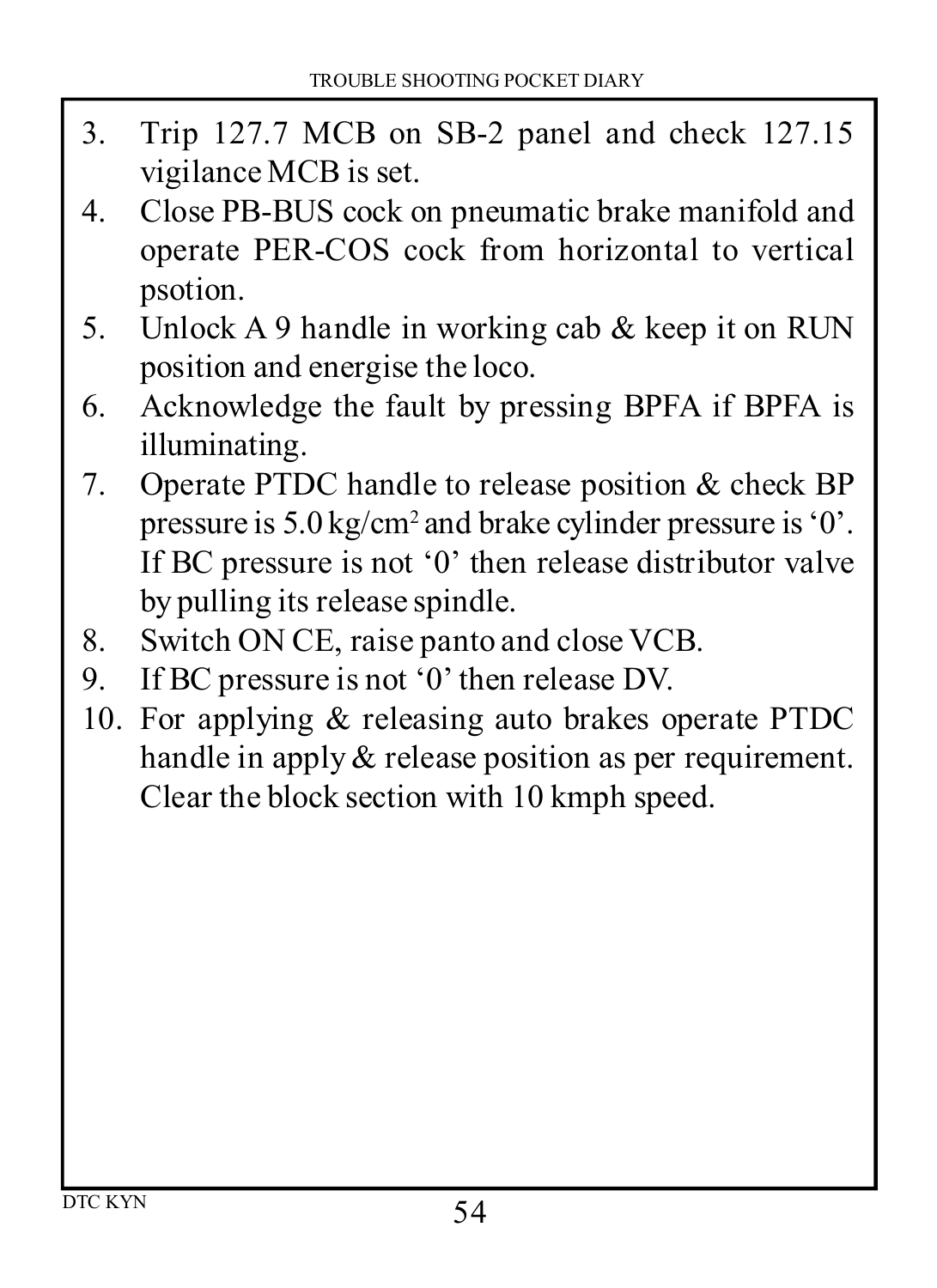3. Trip 127.7 MCB on SB-2 panel and check 127.15 vigilance MCB is set.
4. Close PB-BUS cock on pneumatic brake manifold and operate PER-COS cock from horizontal to vertical psotion.
5. Unlock A 9 handle in working cab & keep it on RUN position and energise the loco.
6. Acknowledge the fault by pressing BPFA if BPFA is illuminating.
7. Operate PTDC handle to release position & check BP pressure is 5.0 kg/cm$^2$ and brake cylinder pressure is ‘0’. If BC pressure is not ‘0’ then release distributor valve by pulling its release spindle.
8. Switch ON CE, raise panto and close VCB.
9. If BC pressure is not ‘0’ then release DV.
10. For applying & releasing auto brakes operate PTDC handle in apply & release position as per requirement. Clear the block section with 10 kmph speed.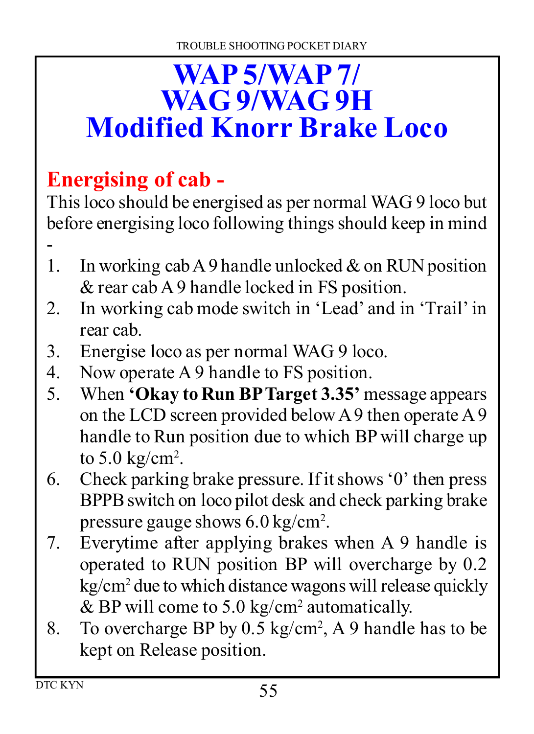# WAP 5/WAP 7/ WAG 9/WAG 9H Modified Knorr Brake Loco

## Energising of cab -

This loco should be energised as per normal WAG 9 loco but before energising loco following things should keep in mind -

1. In working cab A 9 handle unlocked & on RUN position & rear cab A 9 handle locked in FS position.
2. In working cab mode switch in 'Lead' and in 'Trail' in rear cab.
3. Energise loco as per normal WAG 9 loco.
4. Now operate A 9 handle to FS position.
5. When **'Okay to Run BP Target 3.35'** message appears on the LCD screen provided below A 9 then operate A 9 handle to Run position due to which BP will charge up to 5.0 kg/cm$^2$.
6. Check parking brake pressure. If it shows '0' then press BPPB switch on loco pilot desk and check parking brake pressure gauge shows 6.0 kg/cm$^2$.
7. Everytime after applying brakes when A 9 handle is operated to RUN position BP will overcharge by 0.2 kg/cm$^2$ due to which distance wagons will release quickly & BP will come to 5.0 kg/cm$^2$ automatically.
8. To overcharge BP by 0.5 kg/cm$^2$, A 9 handle has to be kept on Release position.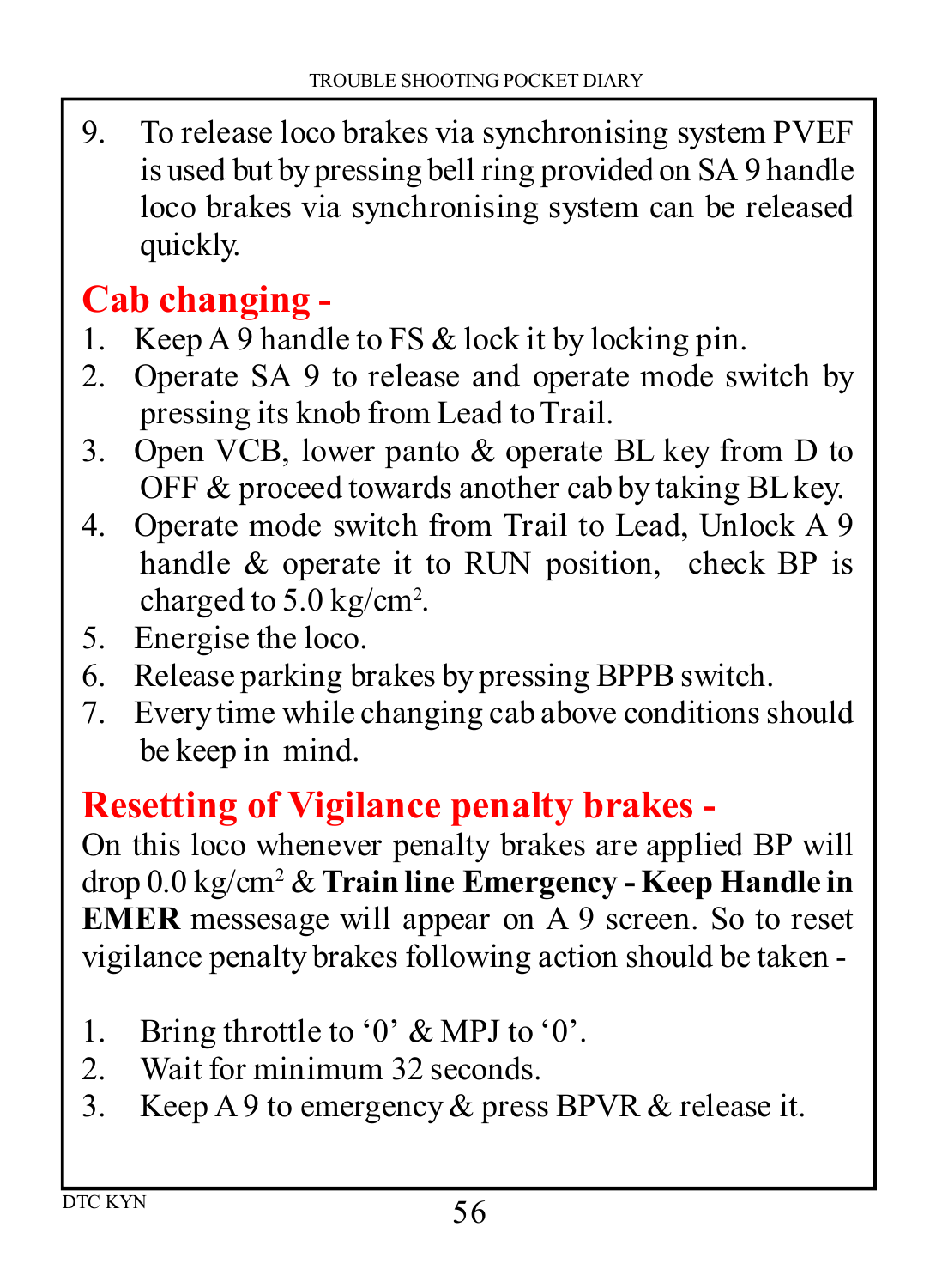9. To release loco brakes via synchronising system PVEF is used but by pressing bell ring provided on SA 9 handle loco brakes via synchronising system can be released quickly.

## Cab changing -

1. Keep A 9 handle to FS & lock it by locking pin.
2. Operate SA 9 to release and operate mode switch by pressing its knob from Lead to Trail.
3. Open VCB, lower panto & operate BL key from D to OFF & proceed towards another cab by taking BL key.
4. Operate mode switch from Trail to Lead, Unlock A 9 handle & operate it to RUN position, check BP is charged to 5.0 kg/cm$^2$.
5. Energise the loco.
6. Release parking brakes by pressing BPPB switch.
7. Every time while changing cab above conditions should be keep in mind.

## Resetting of Vigilance penalty brakes -

On this loco whenever penalty brakes are applied BP will drop 0.0 kg/cm$^2$ & **Train line Emergency - Keep Handle in EMER** messesage will appear on A 9 screen. So to reset vigilance penalty brakes following action should be taken -

1. Bring throttle to ‘0’ & MPJ to ‘0’.
2. Wait for minimum 32 seconds.
3. Keep A 9 to emergency & press BPVR & release it.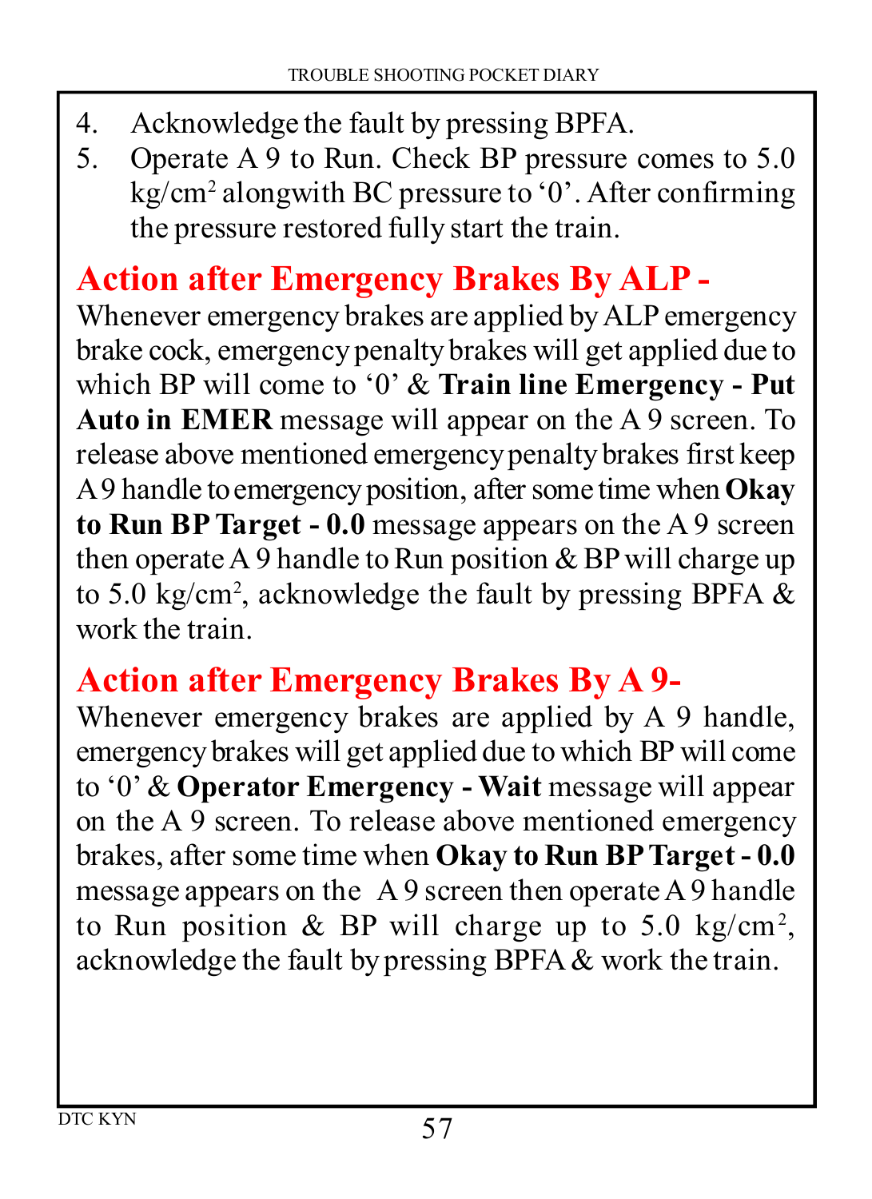4. Acknowledge the fault by pressing BPFA.
5. Operate A 9 to Run. Check BP pressure comes to 5.0 kg/cm$^2$ alongwith BC pressure to '0'. After confirming the pressure restored fully start the train.

## Action after Emergency Brakes By ALP -

Whenever emergency brakes are applied by ALP emergency brake cock, emergency penalty brakes will get applied due to which BP will come to '0' & **Train line Emergency - Put Auto in EMER** message will appear on the A 9 screen. To release above mentioned emergency penalty brakes first keep A 9 handle to emergency position, after some time when **Okay to Run BP Target - 0.0** message appears on the A 9 screen then operate A 9 handle to Run position & BP will charge up to 5.0 kg/cm$^2$, acknowledge the fault by pressing BPFA & work the train.

## Action after Emergency Brakes By A 9-

Whenever emergency brakes are applied by A 9 handle, emergency brakes will get applied due to which BP will come to '0' & **Operator Emergency - Wait** message will appear on the A 9 screen. To release above mentioned emergency brakes, after some time when **Okay to Run BP Target - 0.0** message appears on the A 9 screen then operate A 9 handle to Run position & BP will charge up to 5.0 kg/cm$^2$, acknowledge the fault by pressing BPFA & work the train.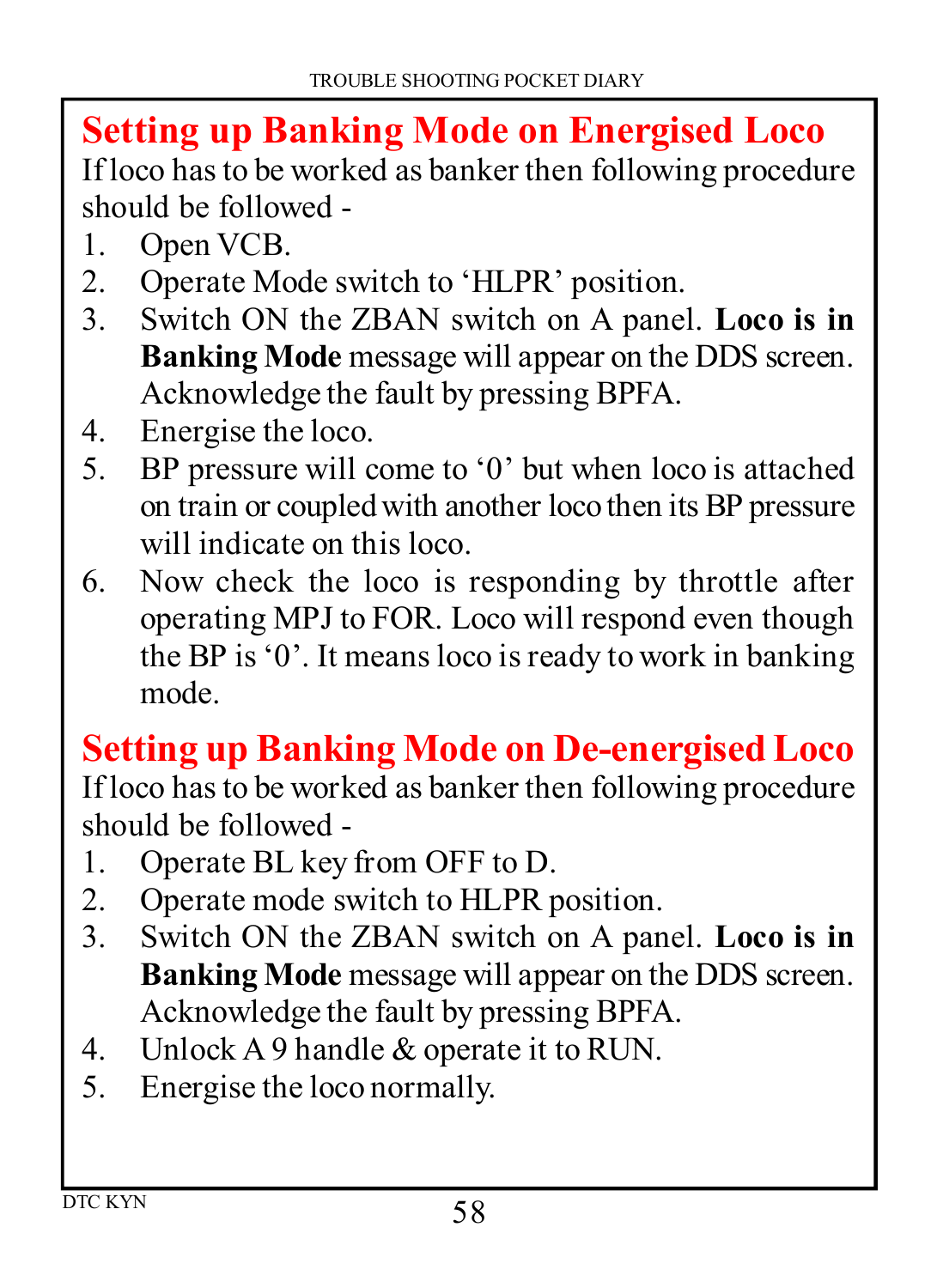## Setting up Banking Mode on Energised Loco

If loco has to be worked as banker then following procedure should be followed -

1. Open VCB.
2. Operate Mode switch to 'HLPR' position.
3. Switch ON the ZBAN switch on A panel. **Loco is in Banking Mode** message will appear on the DDS screen. Acknowledge the fault by pressing BPFA.
4. Energise the loco.
5. BP pressure will come to '0' but when loco is attached on train or coupled with another loco then its BP pressure will indicate on this loco.
6. Now check the loco is responding by throttle after operating MPJ to FOR. Loco will respond even though the BP is '0'. It means loco is ready to work in banking mode.

## Setting up Banking Mode on De-energised Loco

If loco has to be worked as banker then following procedure should be followed -

1. Operate BL key from OFF to D.
2. Operate mode switch to HLPR position.
3. Switch ON the ZBAN switch on A panel. **Loco is in Banking Mode** message will appear on the DDS screen. Acknowledge the fault by pressing BPFA.
4. Unlock A 9 handle & operate it to RUN.
5. Energise the loco normally.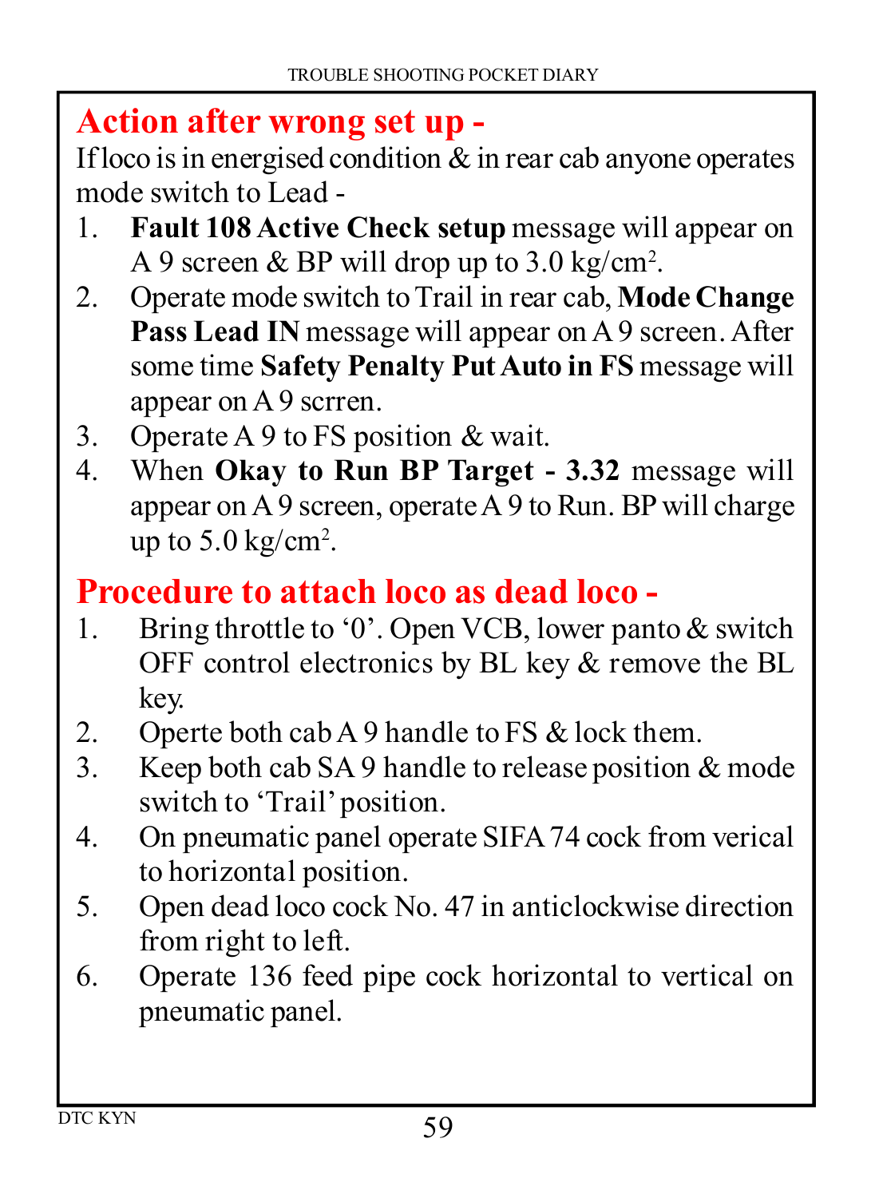## Action after wrong set up -

If loco is in energised condition & in rear cab anyone operates mode switch to Lead -

1. **Fault 108 Active Check setup** message will appear on A 9 screen & BP will drop up to 3.0 kg/cm$^2$.
2. Operate mode switch to Trail in rear cab, **Mode Change Pass Lead IN** message will appear on A 9 screen. After some time **Safety Penalty Put Auto in FS** message will appear on A 9 scrren.
3. Operate A 9 to FS position & wait.
4. When **Okay to Run BP Target - 3.32** message will appear on A 9 screen, operate A 9 to Run. BP will charge up to 5.0 kg/cm$^2$.

## Procedure to attach loco as dead loco -

1. Bring throttle to '0'. Open VCB, lower panto & switch OFF control electronics by BL key & remove the BL key.
2. Operte both cab A 9 handle to FS & lock them.
3. Keep both cab SA 9 handle to release position & mode switch to 'Trail' position.
4. On pneumatic panel operate SIFA 74 cock from verical to horizontal position.
5. Open dead loco cock No. 47 in anticlockwise direction from right to left.
6. Operate 136 feed pipe cock horizontal to vertical on pneumatic panel.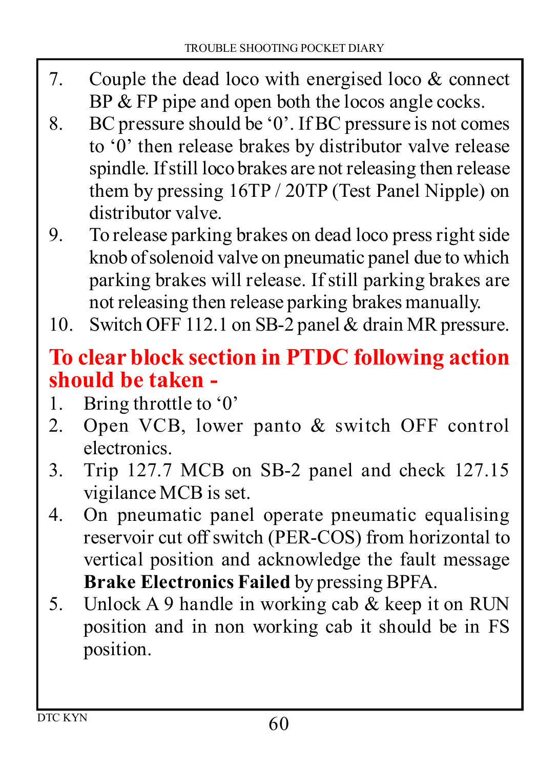7. Couple the dead loco with energised loco & connect BP & FP pipe and open both the locos angle cocks.
8. BC pressure should be '0'. If BC pressure is not comes to '0' then release brakes by distributor valve release spindle. If still loco brakes are not releasing then release them by pressing 16TP / 20TP (Test Panel Nipple) on distributor valve.
9. To release parking brakes on dead loco press right side knob of solenoid valve on pneumatic panel due to which parking brakes will release. If still parking brakes are not releasing then release parking brakes manually.
10. Switch OFF 112.1 on SB-2 panel & drain MR pressure.

## To clear block section in PTDC following action should be taken -

1. Bring throttle to '0'
2. Open VCB, lower panto & switch OFF control electronics.
3. Trip 127.7 MCB on SB-2 panel and check 127.15 vigilance MCB is set.
4. On pneumatic panel operate pneumatic equalising reservoir cut off switch (PER-COS) from horizontal to vertical position and acknowledge the fault message **Brake Electronics Failed** by pressing BPFA.
5. Unlock A 9 handle in working cab & keep it on RUN position and in non working cab it should be in FS position.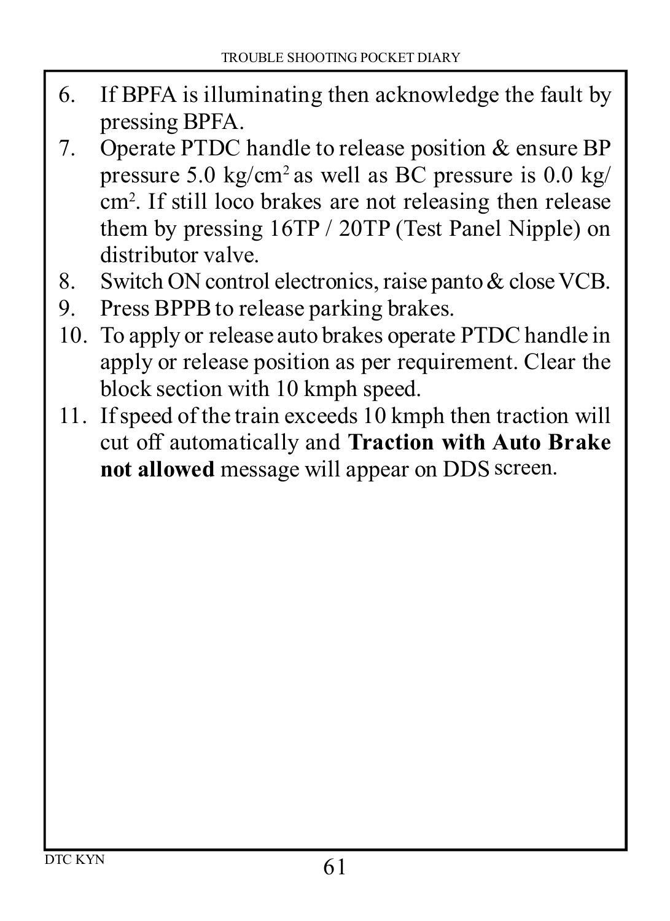6. If BPFA is illuminating then acknowledge the fault by pressing BPFA.
7. Operate PTDC handle to release position & ensure BP pressure 5.0 kg/cm$^2$ as well as BC pressure is 0.0 kg/cm$^2$. If still loco brakes are not releasing then release them by pressing 16TP / 20TP (Test Panel Nipple) on distributor valve.
8. Switch ON control electronics, raise panto & close VCB.
9. Press BPPB to release parking brakes.
10. To apply or release auto brakes operate PTDC handle in apply or release position as per requirement. Clear the block section with 10 kmph speed.
11. If speed of the train exceeds 10 kmph then traction will cut off automatically and **Traction with Auto Brake not allowed** message will appear on DDS screen.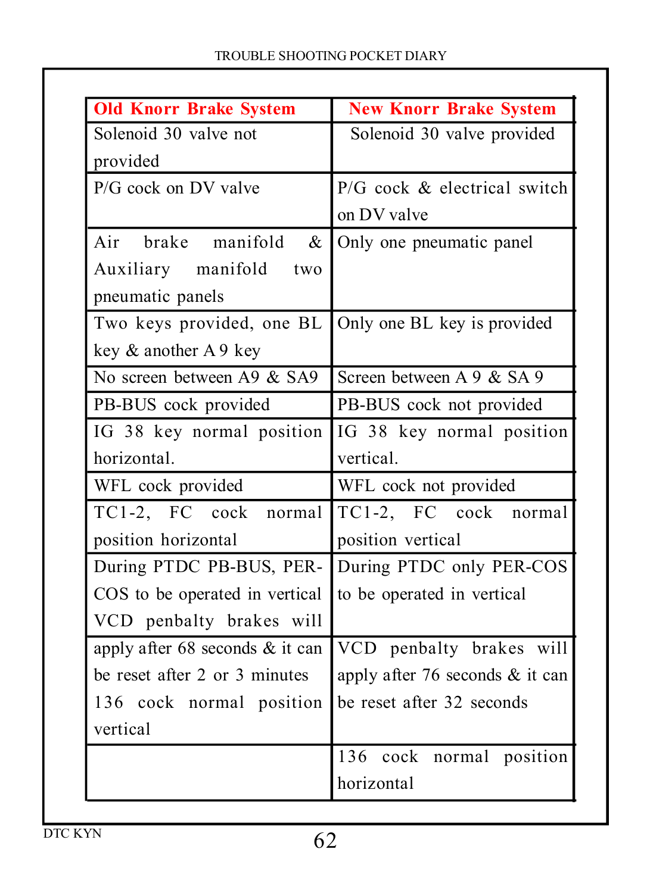| Old Knorr Brake System | New Knorr Brake System |
|---|---|
| Solenoid 30 valve not provided | Solenoid 30 valve provided |
| P/G cock on DV valve | P/G cock & electrical switch on DV valve |
| Air brake manifold & Auxiliary manifold two pneumatic panels | Only one pneumatic panel |
| Two keys provided, one BL key & another A 9 key | Only one BL key is provided |
| No screen between A9 & SA9 | Screen between A 9 & SA 9 |
| PB-BUS cock provided | PB-BUS cock not provided |
| IG 38 key normal position horizontal. | IG 38 key normal position vertical. |
| WFL cock provided | WFL cock not provided |
| TC1-2, FC cock normal position horizontal | TC1-2, FC cock normal position vertical |
| During PTDC PB-BUS, PER-COS to be operated in vertical VCD penbalty brakes will | During PTDC only PER-COS to be operated in vertical |
| apply after 68 seconds & it can be reset after 2 or 3 minutes 136 cock normal position vertical | VCD penbalty brakes will apply after 76 seconds & it can be reset after 32 seconds |
| | 136 cock normal position horizontal |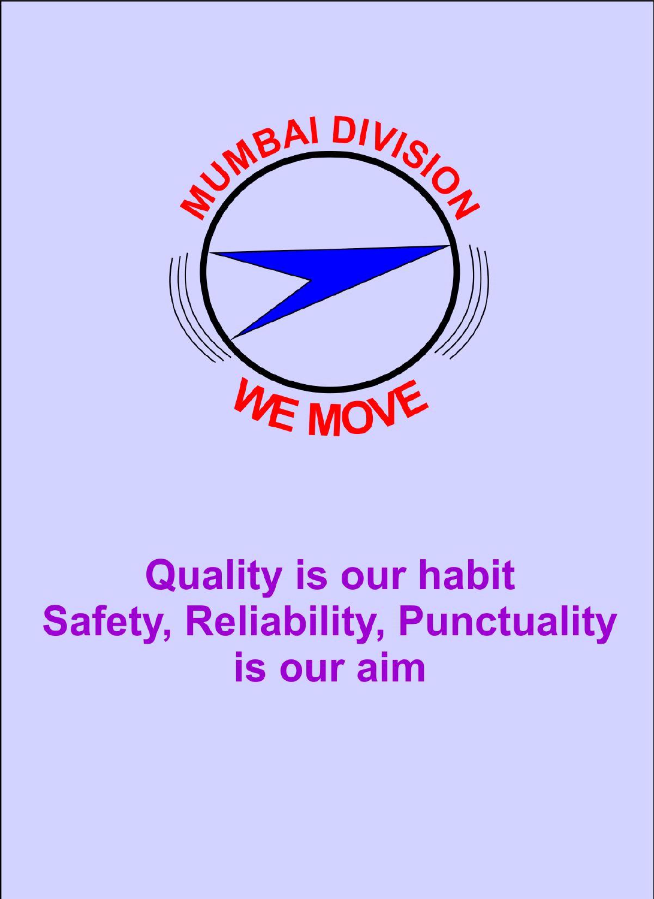MUMBAI DIVISION

WE MOVE

**Quality is our habit**
**Safety, Reliability, Punctuality**
**is our aim**